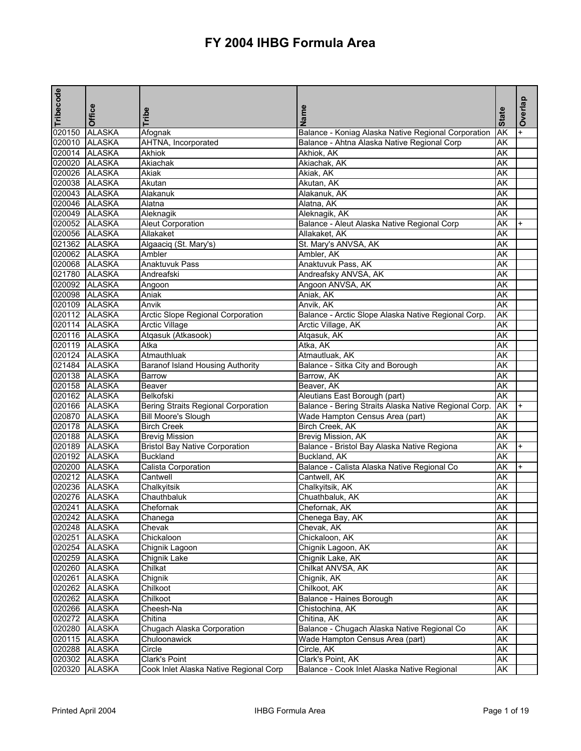# FY 2004 IHBG Formula Area

| Tribecode | Office | Tribe | Name | State | Overlap |
|---|---|---|---|---|---|
| 020150 | ALASKA | Afognak | Balance - Koniag Alaska Native Regional Corporation | AK | + |
| 020010 | ALASKA | AHTNA, Incorporated | Balance - Ahtna Alaska Native Regional Corp | AK | |
| 020014 | ALASKA | Akhiok | Akhiok, AK | AK | |
| 020020 | ALASKA | Akiachak | Akiachak, AK | AK | |
| 020026 | ALASKA | Akiak | Akiak, AK | AK | |
| 020038 | ALASKA | Akutan | Akutan, AK | AK | |
| 020043 | ALASKA | Alakanuk | Alakanuk, AK | AK | |
| 020046 | ALASKA | Alatna | Alatna, AK | AK | |
| 020049 | ALASKA | Aleknagik | Aleknagik, AK | AK | |
| 020052 | ALASKA | Aleut Corporation | Balance - Aleut Alaska Native Regional Corp | AK | + |
| 020056 | ALASKA | Allakaket | Allakaket, AK | AK | |
| 021362 | ALASKA | Algaaciq (St. Mary's) | St. Mary's ANVSA, AK | AK | |
| 020062 | ALASKA | Ambler | Ambler, AK | AK | |
| 020068 | ALASKA | Anaktuvuk Pass | Anaktuvuk Pass, AK | AK | |
| 021780 | ALASKA | Andreafski | Andreafsky ANVSA, AK | AK | |
| 020092 | ALASKA | Angoon | Angoon ANVSA, AK | AK | |
| 020098 | ALASKA | Aniak | Aniak, AK | AK | |
| 020109 | ALASKA | Anvik | Anvik, AK | AK | |
| 020112 | ALASKA | Arctic Slope Regional Corporation | Balance - Arctic Slope Alaska Native Regional Corp. | AK | |
| 020114 | ALASKA | Arctic Village | Arctic Village, AK | AK | |
| 020116 | ALASKA | Atqasuk (Atkasook) | Atqasuk, AK | AK | |
| 020119 | ALASKA | Atka | Atka, AK | AK | |
| 020124 | ALASKA | Atmauthluak | Atmautluak, AK | AK | |
| 021484 | ALASKA | Baranof Island Housing Authority | Balance - Sitka City and Borough | AK | |
| 020138 | ALASKA | Barrow | Barrow, AK | AK | |
| 020158 | ALASKA | Beaver | Beaver, AK | AK | |
| 020162 | ALASKA | Belkofski | Aleutians East Borough (part) | AK | |
| 020166 | ALASKA | Bering Straits Regional Corporation | Balance - Bering Straits Alaska Native Regional Corp. | AK | + |
| 020870 | ALASKA | Bill Moore's Slough | Wade Hampton Census Area (part) | AK | |
| 020178 | ALASKA | Birch Creek | Birch Creek, AK | AK | |
| 020188 | ALASKA | Brevig Mission | Brevig Mission, AK | AK | |
| 020189 | ALASKA | Bristol Bay Native Corporation | Balance - Bristol Bay Alaska Native Regiona | AK | + |
| 020192 | ALASKA | Buckland | Buckland, AK | AK | |
| 020200 | ALASKA | Calista Corporation | Balance - Calista Alaska Native Regional Co | AK | + |
| 020212 | ALASKA | Cantwell | Cantwell, AK | AK | |
| 020236 | ALASKA | Chalkyitsik | Chalkyitsik, AK | AK | |
| 020276 | ALASKA | Chauthbaluk | Chuathbaluk, AK | AK | |
| 020241 | ALASKA | Chefornak | Chefornak, AK | AK | |
| 020242 | ALASKA | Chanega | Chenega Bay, AK | AK | |
| 020248 | ALASKA | Chevak | Chevak, AK | AK | |
| 020251 | ALASKA | Chickaloon | Chickaloon, AK | AK | |
| 020254 | ALASKA | Chignik Lagoon | Chignik Lagoon, AK | AK | |
| 020259 | ALASKA | Chignik Lake | Chignik Lake, AK | AK | |
| 020260 | ALASKA | Chilkat | Chilkat ANVSA, AK | AK | |
| 020261 | ALASKA | Chignik | Chignik, AK | AK | |
| 020262 | ALASKA | Chilkoot | Chilkoot, AK | AK | |
| 020262 | ALASKA | Chilkoot | Balance - Haines Borough | AK | |
| 020266 | ALASKA | Cheesh-Na | Chistochina, AK | AK | |
| 020272 | ALASKA | Chitina | Chitina, AK | AK | |
| 020280 | ALASKA | Chugach Alaska Corporation | Balance - Chugach Alaska Native Regional Co | AK | |
| 020115 | ALASKA | Chuloonawick | Wade Hampton Census Area (part) | AK | |
| 020288 | ALASKA | Circle | Circle, AK | AK | |
| 020302 | ALASKA | Clark's Point | Clark's Point, AK | AK | |
| 020320 | ALASKA | Cook Inlet Alaska Native Regional Corp | Balance - Cook Inlet Alaska Native Regional | AK | |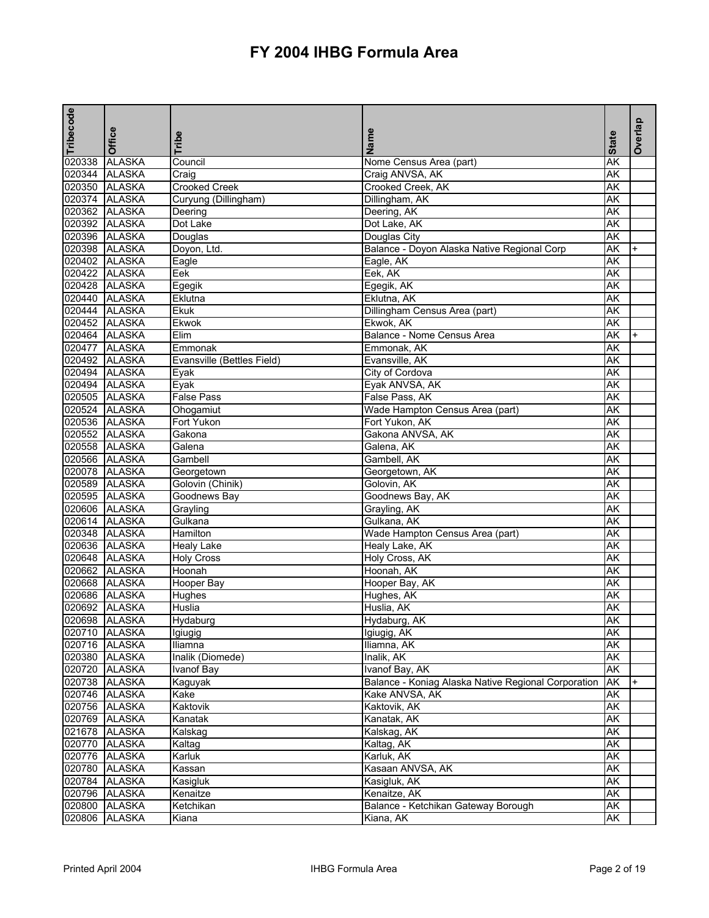# FY 2004 IHBG Formula Area

| Tribecode | Office | Tribe | Name | State | Overlap |
|---|---|---|---|---|---|
| 020338 | ALASKA | Council | Nome Census Area (part) | AK | |
| 020344 | ALASKA | Craig | Craig ANVSA, AK | AK | |
| 020350 | ALASKA | Crooked Creek | Crooked Creek, AK | AK | |
| 020374 | ALASKA | Curyung (Dillingham) | Dillingham, AK | AK | |
| 020362 | ALASKA | Deering | Deering, AK | AK | |
| 020392 | ALASKA | Dot Lake | Dot Lake, AK | AK | |
| 020396 | ALASKA | Douglas | Douglas City | AK | |
| 020398 | ALASKA | Doyon, Ltd. | Balance - Doyon Alaska Native Regional Corp | AK | + |
| 020402 | ALASKA | Eagle | Eagle, AK | AK | |
| 020422 | ALASKA | Eek | Eek, AK | AK | |
| 020428 | ALASKA | Egegik | Egegik, AK | AK | |
| 020440 | ALASKA | Eklutna | Eklutna, AK | AK | |
| 020444 | ALASKA | Ekuk | Dillingham Census Area (part) | AK | |
| 020452 | ALASKA | Ekwok | Ekwok, AK | AK | |
| 020464 | ALASKA | Elim | Balance - Nome Census Area | AK | + |
| 020477 | ALASKA | Emmonak | Emmonak, AK | AK | |
| 020492 | ALASKA | Evansville (Bettles Field) | Evansville, AK | AK | |
| 020494 | ALASKA | Eyak | City of Cordova | AK | |
| 020494 | ALASKA | Eyak | Eyak ANVSA, AK | AK | |
| 020505 | ALASKA | False Pass | False Pass, AK | AK | |
| 020524 | ALASKA | Ohogamiut | Wade Hampton Census Area (part) | AK | |
| 020536 | ALASKA | Fort Yukon | Fort Yukon, AK | AK | |
| 020552 | ALASKA | Gakona | Gakona ANVSA, AK | AK | |
| 020558 | ALASKA | Galena | Galena, AK | AK | |
| 020566 | ALASKA | Gambell | Gambell, AK | AK | |
| 020078 | ALASKA | Georgetown | Georgetown, AK | AK | |
| 020589 | ALASKA | Golovin (Chinik) | Golovin, AK | AK | |
| 020595 | ALASKA | Goodnews Bay | Goodnews Bay, AK | AK | |
| 020606 | ALASKA | Grayling | Grayling, AK | AK | |
| 020614 | ALASKA | Gulkana | Gulkana, AK | AK | |
| 020348 | ALASKA | Hamilton | Wade Hampton Census Area (part) | AK | |
| 020636 | ALASKA | Healy Lake | Healy Lake, AK | AK | |
| 020648 | ALASKA | Holy Cross | Holy Cross, AK | AK | |
| 020662 | ALASKA | Hoonah | Hoonah, AK | AK | |
| 020668 | ALASKA | Hooper Bay | Hooper Bay, AK | AK | |
| 020686 | ALASKA | Hughes | Hughes, AK | AK | |
| 020692 | ALASKA | Huslia | Huslia, AK | AK | |
| 020698 | ALASKA | Hydaburg | Hydaburg, AK | AK | |
| 020710 | ALASKA | Igiugig | Igiugig, AK | AK | |
| 020716 | ALASKA | Iliamna | Iliamna, AK | AK | |
| 020380 | ALASKA | Inalik (Diomede) | Inalik, AK | AK | |
| 020720 | ALASKA | Ivanof Bay | Ivanof Bay, AK | AK | |
| 020738 | ALASKA | Kaguyak | Balance - Koniag Alaska Native Regional Corporation | AK | + |
| 020746 | ALASKA | Kake | Kake ANVSA, AK | AK | |
| 020756 | ALASKA | Kaktovik | Kaktovik, AK | AK | |
| 020769 | ALASKA | Kanatak | Kanatak, AK | AK | |
| 021678 | ALASKA | Kalskag | Kalskag, AK | AK | |
| 020770 | ALASKA | Kaltag | Kaltag, AK | AK | |
| 020776 | ALASKA | Karluk | Karluk, AK | AK | |
| 020780 | ALASKA | Kassan | Kasaan ANVSA, AK | AK | |
| 020784 | ALASKA | Kasigluk | Kasigluk, AK | AK | |
| 020796 | ALASKA | Kenaitze | Kenaitze, AK | AK | |
| 020800 | ALASKA | Ketchikan | Balance - Ketchikan Gateway Borough | AK | |
| 020806 | ALASKA | Kiana | Kiana, AK | AK | |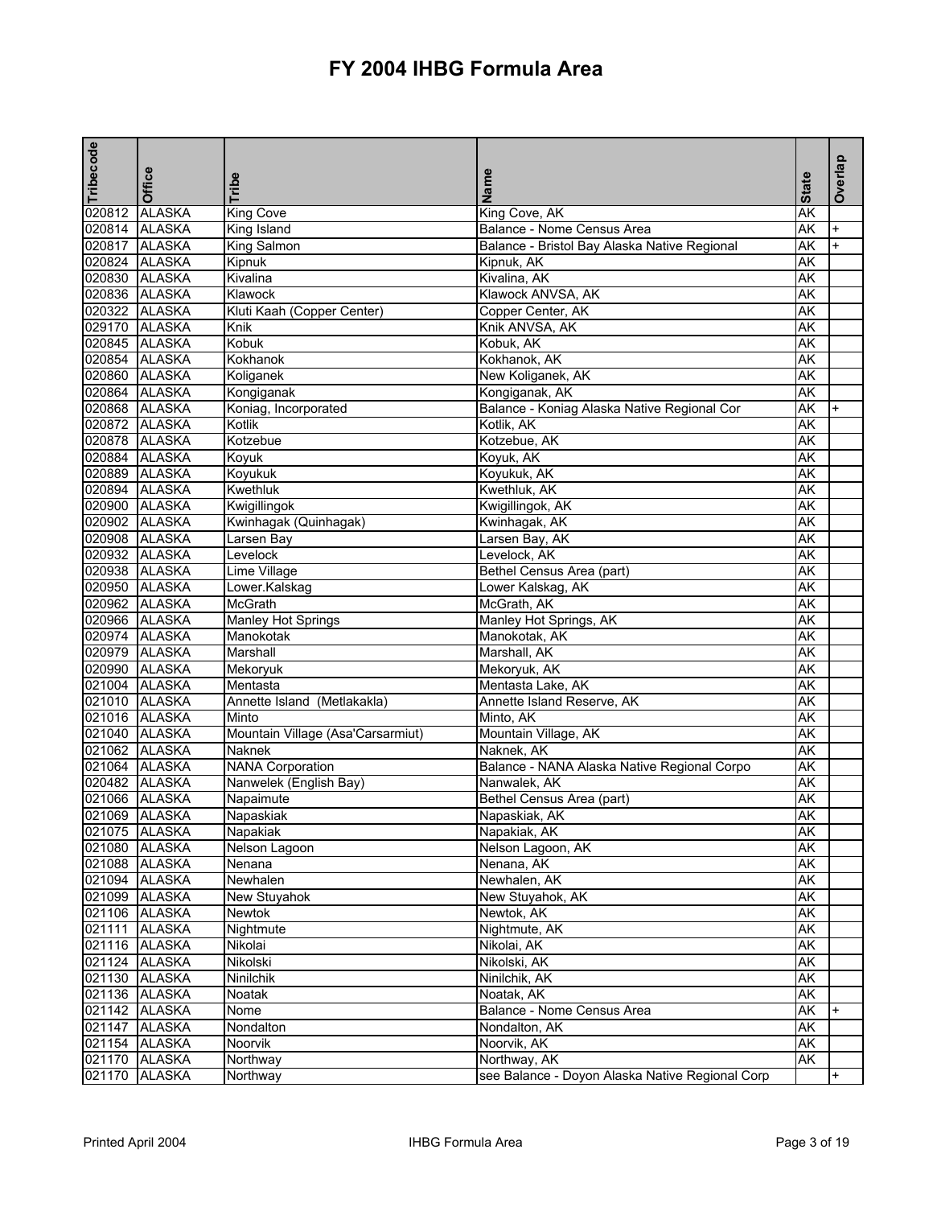# FY 2004 IHBG Formula Area

| Tribecode | Office | Tribe | Name | State | Overlap |
|---|---|---|---|---|---|
| 020812 | ALASKA | King Cove | King Cove, AK | AK | |
| 020814 | ALASKA | King Island | Balance - Nome Census Area | AK | + |
| 020817 | ALASKA | King Salmon | Balance - Bristol Bay Alaska Native Regional | AK | + |
| 020824 | ALASKA | Kipnuk | Kipnuk, AK | AK | |
| 020830 | ALASKA | Kivalina | Kivalina, AK | AK | |
| 020836 | ALASKA | Klawock | Klawock ANVSA, AK | AK | |
| 020322 | ALASKA | Kluti Kaah (Copper Center) | Copper Center, AK | AK | |
| 029170 | ALASKA | Knik | Knik ANVSA, AK | AK | |
| 020845 | ALASKA | Kobuk | Kobuk, AK | AK | |
| 020854 | ALASKA | Kokhanok | Kokhanok, AK | AK | |
| 020860 | ALASKA | Koliganek | New Koliganek, AK | AK | |
| 020864 | ALASKA | Kongiganak | Kongiganak, AK | AK | |
| 020868 | ALASKA | Koniag, Incorporated | Balance - Koniag Alaska Native Regional Cor | AK | + |
| 020872 | ALASKA | Kotlik | Kotlik, AK | AK | |
| 020878 | ALASKA | Kotzebue | Kotzebue, AK | AK | |
| 020884 | ALASKA | Koyuk | Koyuk, AK | AK | |
| 020889 | ALASKA | Koyukuk | Koyukuk, AK | AK | |
| 020894 | ALASKA | Kwethluk | Kwethluk, AK | AK | |
| 020900 | ALASKA | Kwigillingok | Kwigillingok, AK | AK | |
| 020902 | ALASKA | Kwinhagak (Quinhagak) | Kwinhagak, AK | AK | |
| 020908 | ALASKA | Larsen Bay | Larsen Bay, AK | AK | |
| 020932 | ALASKA | Levelock | Levelock, AK | AK | |
| 020938 | ALASKA | Lime Village | Bethel Census Area (part) | AK | |
| 020950 | ALASKA | Lower.Kalskag | Lower Kalskag, AK | AK | |
| 020962 | ALASKA | McGrath | McGrath, AK | AK | |
| 020966 | ALASKA | Manley Hot Springs | Manley Hot Springs, AK | AK | |
| 020974 | ALASKA | Manokotak | Manokotak, AK | AK | |
| 020979 | ALASKA | Marshall | Marshall, AK | AK | |
| 020990 | ALASKA | Mekoryuk | Mekoryuk, AK | AK | |
| 021004 | ALASKA | Mentasta | Mentasta Lake, AK | AK | |
| 021010 | ALASKA | Annette Island (Metlakakla) | Annette Island Reserve, AK | AK | |
| 021016 | ALASKA | Minto | Minto, AK | AK | |
| 021040 | ALASKA | Mountain Village (Asa'Carsarmiut) | Mountain Village, AK | AK | |
| 021062 | ALASKA | Naknek | Naknek, AK | AK | |
| 021064 | ALASKA | NANA Corporation | Balance - NANA Alaska Native Regional Corpo | AK | |
| 020482 | ALASKA | Nanwelek (English Bay) | Nanwalek, AK | AK | |
| 021066 | ALASKA | Napaimute | Bethel Census Area (part) | AK | |
| 021069 | ALASKA | Napaskiak | Napaskiak, AK | AK | |
| 021075 | ALASKA | Napakiak | Napakiak, AK | AK | |
| 021080 | ALASKA | Nelson Lagoon | Nelson Lagoon, AK | AK | |
| 021088 | ALASKA | Nenana | Nenana, AK | AK | |
| 021094 | ALASKA | Newhalen | Newhalen, AK | AK | |
| 021099 | ALASKA | New Stuyahok | New Stuyahok, AK | AK | |
| 021106 | ALASKA | Newtok | Newtok, AK | AK | |
| 021111 | ALASKA | Nightmute | Nightmute, AK | AK | |
| 021116 | ALASKA | Nikolai | Nikolai, AK | AK | |
| 021124 | ALASKA | Nikolski | Nikolski, AK | AK | |
| 021130 | ALASKA | Ninilchik | Ninilchik, AK | AK | |
| 021136 | ALASKA | Noatak | Noatak, AK | AK | |
| 021142 | ALASKA | Nome | Balance - Nome Census Area | AK | + |
| 021147 | ALASKA | Nondalton | Nondalton, AK | AK | |
| 021154 | ALASKA | Noorvik | Noorvik, AK | AK | |
| 021170 | ALASKA | Northway | Northway, AK | AK | |
| 021170 | ALASKA | Northway | see Balance - Doyon Alaska Native Regional Corp | | + |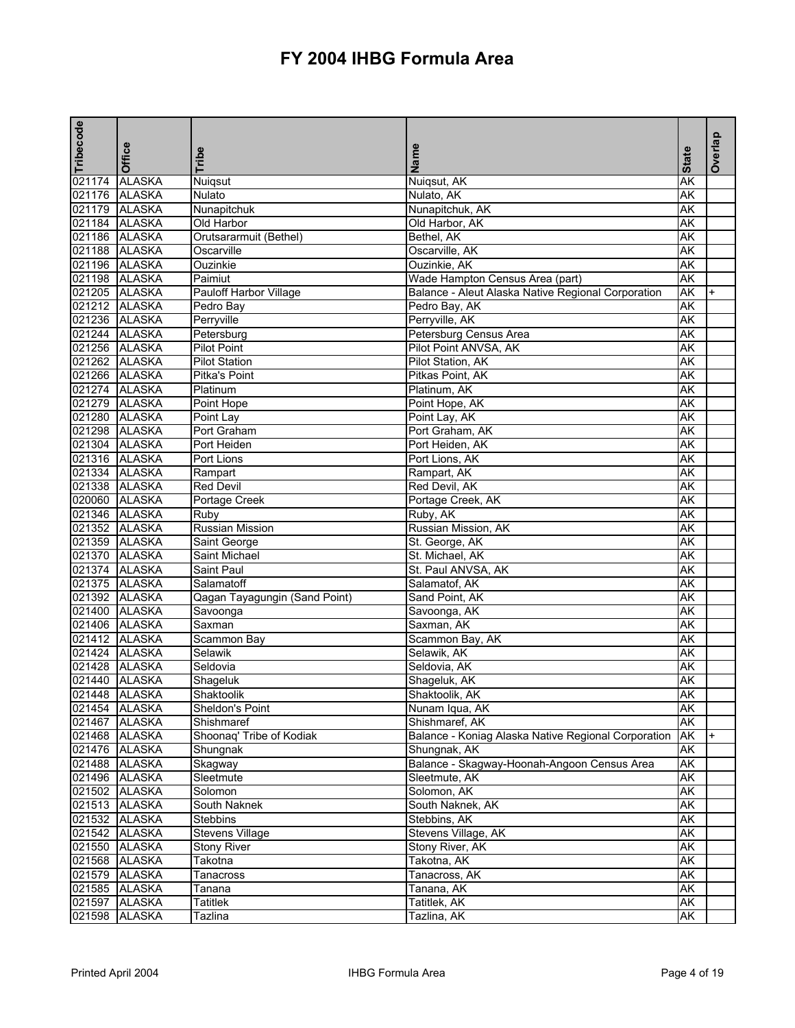# FY 2004 IHBG Formula Area

| Tribecode | Office | Tribe | Name | State | Overlap |
|---|---|---|---|---|---|
| 021174 | ALASKA | Nuiqsut | Nuiqsut, AK | AK | |
| 021176 | ALASKA | Nulato | Nulato, AK | AK | |
| 021179 | ALASKA | Nunapitchuk | Nunapitchuk, AK | AK | |
| 021184 | ALASKA | Old Harbor | Old Harbor, AK | AK | |
| 021186 | ALASKA | Orutsararmuit (Bethel) | Bethel, AK | AK | |
| 021188 | ALASKA | Oscarville | Oscarville, AK | AK | |
| 021196 | ALASKA | Ouzinkie | Ouzinkie, AK | AK | |
| 021198 | ALASKA | Paimiut | Wade Hampton Census Area (part) | AK | |
| 021205 | ALASKA | Pauloff Harbor Village | Balance - Aleut Alaska Native Regional Corporation | AK | + |
| 021212 | ALASKA | Pedro Bay | Pedro Bay, AK | AK | |
| 021236 | ALASKA | Perryville | Perryville, AK | AK | |
| 021244 | ALASKA | Petersburg | Petersburg Census Area | AK | |
| 021256 | ALASKA | Pilot Point | Pilot Point ANVSA, AK | AK | |
| 021262 | ALASKA | Pilot Station | Pilot Station, AK | AK | |
| 021266 | ALASKA | Pitka's Point | Pitkas Point, AK | AK | |
| 021274 | ALASKA | Platinum | Platinum, AK | AK | |
| 021279 | ALASKA | Point Hope | Point Hope, AK | AK | |
| 021280 | ALASKA | Point Lay | Point Lay, AK | AK | |
| 021298 | ALASKA | Port Graham | Port Graham, AK | AK | |
| 021304 | ALASKA | Port Heiden | Port Heiden, AK | AK | |
| 021316 | ALASKA | Port Lions | Port Lions, AK | AK | |
| 021334 | ALASKA | Rampart | Rampart, AK | AK | |
| 021338 | ALASKA | Red Devil | Red Devil, AK | AK | |
| 020060 | ALASKA | Portage Creek | Portage Creek, AK | AK | |
| 021346 | ALASKA | Ruby | Ruby, AK | AK | |
| 021352 | ALASKA | Russian Mission | Russian Mission, AK | AK | |
| 021359 | ALASKA | Saint George | St. George, AK | AK | |
| 021370 | ALASKA | Saint Michael | St. Michael, AK | AK | |
| 021374 | ALASKA | Saint Paul | St. Paul ANVSA, AK | AK | |
| 021375 | ALASKA | Salamatoff | Salamatof, AK | AK | |
| 021392 | ALASKA | Qagan Tayagungin (Sand Point) | Sand Point, AK | AK | |
| 021400 | ALASKA | Savoonga | Savoonga, AK | AK | |
| 021406 | ALASKA | Saxman | Saxman, AK | AK | |
| 021412 | ALASKA | Scammon Bay | Scammon Bay, AK | AK | |
| 021424 | ALASKA | Selawik | Selawik, AK | AK | |
| 021428 | ALASKA | Seldovia | Seldovia, AK | AK | |
| 021440 | ALASKA | Shageluk | Shageluk, AK | AK | |
| 021448 | ALASKA | Shaktoolik | Shaktoolik, AK | AK | |
| 021454 | ALASKA | Sheldon's Point | Nunam Iqua, AK | AK | |
| 021467 | ALASKA | Shishmaref | Shishmaref, AK | AK | |
| 021468 | ALASKA | Shoonaq' Tribe of Kodiak | Balance - Koniag Alaska Native Regional Corporation | AK | + |
| 021476 | ALASKA | Shungnak | Shungnak, AK | AK | |
| 021488 | ALASKA | Skagway | Balance - Skagway-Hoonah-Angoon Census Area | AK | |
| 021496 | ALASKA | Sleetmute | Sleetmute, AK | AK | |
| 021502 | ALASKA | Solomon | Solomon, AK | AK | |
| 021513 | ALASKA | South Naknek | South Naknek, AK | AK | |
| 021532 | ALASKA | Stebbins | Stebbins, AK | AK | |
| 021542 | ALASKA | Stevens Village | Stevens Village, AK | AK | |
| 021550 | ALASKA | Stony River | Stony River, AK | AK | |
| 021568 | ALASKA | Takotna | Takotna, AK | AK | |
| 021579 | ALASKA | Tanacross | Tanacross, AK | AK | |
| 021585 | ALASKA | Tanana | Tanana, AK | AK | |
| 021597 | ALASKA | Tatitlek | Tatitlek, AK | AK | |
| 021598 | ALASKA | Tazlina | Tazlina, AK | AK | |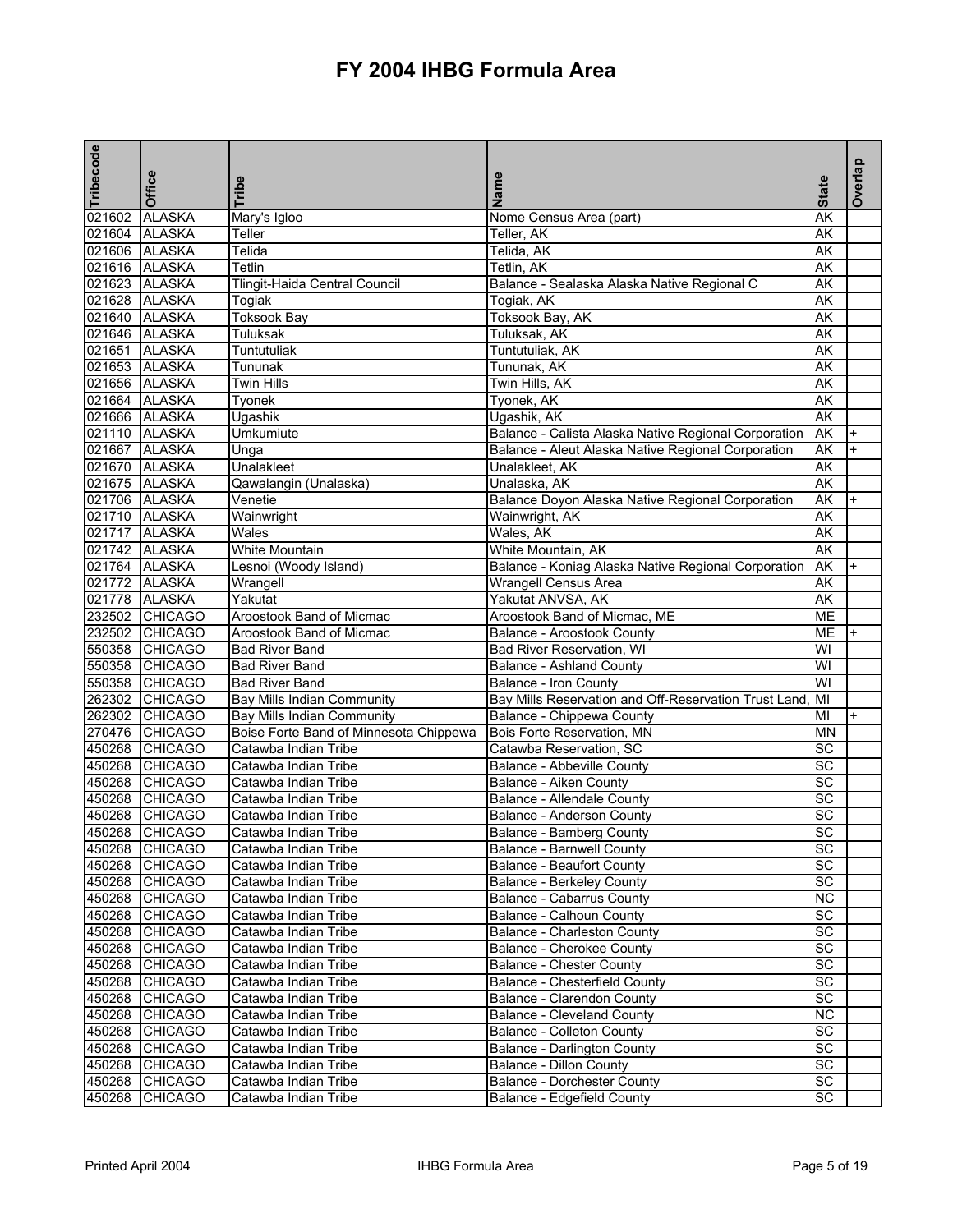# FY 2004 IHBG Formula Area

| Tribecode | Office | Tribe | Name | State | Overlap |
|---|---|---|---|---|---|
| 021602 | ALASKA | Mary's Igloo | Nome Census Area (part) | AK | |
| 021604 | ALASKA | Teller | Teller, AK | AK | |
| 021606 | ALASKA | Telida | Telida, AK | AK | |
| 021616 | ALASKA | Tetlin | Tetlin, AK | AK | |
| 021623 | ALASKA | Tlingit-Haida Central Council | Balance - Sealaska Alaska Native Regional C | AK | |
| 021628 | ALASKA | Togiak | Togiak, AK | AK | |
| 021640 | ALASKA | Toksook Bay | Toksook Bay, AK | AK | |
| 021646 | ALASKA | Tuluksak | Tuluksak, AK | AK | |
| 021651 | ALASKA | Tuntutuliak | Tuntutuliak, AK | AK | |
| 021653 | ALASKA | Tununak | Tununak, AK | AK | |
| 021656 | ALASKA | Twin Hills | Twin Hills, AK | AK | |
| 021664 | ALASKA | Tyonek | Tyonek, AK | AK | |
| 021666 | ALASKA | Ugashik | Ugashik, AK | AK | |
| 021110 | ALASKA | Umkumiute | Balance - Calista Alaska Native Regional Corporation | AK | + |
| 021667 | ALASKA | Unga | Balance - Aleut Alaska Native Regional Corporation | AK | + |
| 021670 | ALASKA | Unalakleet | Unalakleet, AK | AK | |
| 021675 | ALASKA | Qawalangin (Unalaska) | Unalaska, AK | AK | |
| 021706 | ALASKA | Venetie | Balance Doyon Alaska Native Regional Corporation | AK | + |
| 021710 | ALASKA | Wainwright | Wainwright, AK | AK | |
| 021717 | ALASKA | Wales | Wales, AK | AK | |
| 021742 | ALASKA | White Mountain | White Mountain, AK | AK | |
| 021764 | ALASKA | Lesnoi (Woody Island) | Balance - Koniag Alaska Native Regional Corporation | AK | + |
| 021772 | ALASKA | Wrangell | Wrangell Census Area | AK | |
| 021778 | ALASKA | Yakutat | Yakutat ANVSA, AK | AK | |
| 232502 | CHICAGO | Aroostook Band of Micmac | Aroostook Band of Micmac, ME | ME | |
| 232502 | CHICAGO | Aroostook Band of Micmac | Balance - Aroostook County | ME | + |
| 550358 | CHICAGO | Bad River Band | Bad River Reservation, WI | WI | |
| 550358 | CHICAGO | Bad River Band | Balance - Ashland County | WI | |
| 550358 | CHICAGO | Bad River Band | Balance - Iron County | WI | |
| 262302 | CHICAGO | Bay Mills Indian Community | Bay Mills Reservation and Off-Reservation Trust Land, | MI | |
| 262302 | CHICAGO | Bay Mills Indian Community | Balance - Chippewa County | MI | + |
| 270476 | CHICAGO | Boise Forte Band of Minnesota Chippewa | Bois Forte Reservation, MN | MN | |
| 450268 | CHICAGO | Catawba Indian Tribe | Catawba Reservation, SC | SC | |
| 450268 | CHICAGO | Catawba Indian Tribe | Balance - Abbeville County | SC | |
| 450268 | CHICAGO | Catawba Indian Tribe | Balance - Aiken County | SC | |
| 450268 | CHICAGO | Catawba Indian Tribe | Balance - Allendale County | SC | |
| 450268 | CHICAGO | Catawba Indian Tribe | Balance - Anderson County | SC | |
| 450268 | CHICAGO | Catawba Indian Tribe | Balance - Bamberg County | SC | |
| 450268 | CHICAGO | Catawba Indian Tribe | Balance - Barnwell County | SC | |
| 450268 | CHICAGO | Catawba Indian Tribe | Balance - Beaufort County | SC | |
| 450268 | CHICAGO | Catawba Indian Tribe | Balance - Berkeley County | SC | |
| 450268 | CHICAGO | Catawba Indian Tribe | Balance - Cabarrus County | NC | |
| 450268 | CHICAGO | Catawba Indian Tribe | Balance - Calhoun County | SC | |
| 450268 | CHICAGO | Catawba Indian Tribe | Balance - Charleston County | SC | |
| 450268 | CHICAGO | Catawba Indian Tribe | Balance - Cherokee County | SC | |
| 450268 | CHICAGO | Catawba Indian Tribe | Balance - Chester County | SC | |
| 450268 | CHICAGO | Catawba Indian Tribe | Balance - Chesterfield County | SC | |
| 450268 | CHICAGO | Catawba Indian Tribe | Balance - Clarendon County | SC | |
| 450268 | CHICAGO | Catawba Indian Tribe | Balance - Cleveland County | NC | |
| 450268 | CHICAGO | Catawba Indian Tribe | Balance - Colleton County | SC | |
| 450268 | CHICAGO | Catawba Indian Tribe | Balance - Darlington County | SC | |
| 450268 | CHICAGO | Catawba Indian Tribe | Balance - Dillon County | SC | |
| 450268 | CHICAGO | Catawba Indian Tribe | Balance - Dorchester County | SC | |
| 450268 | CHICAGO | Catawba Indian Tribe | Balance - Edgefield County | SC | |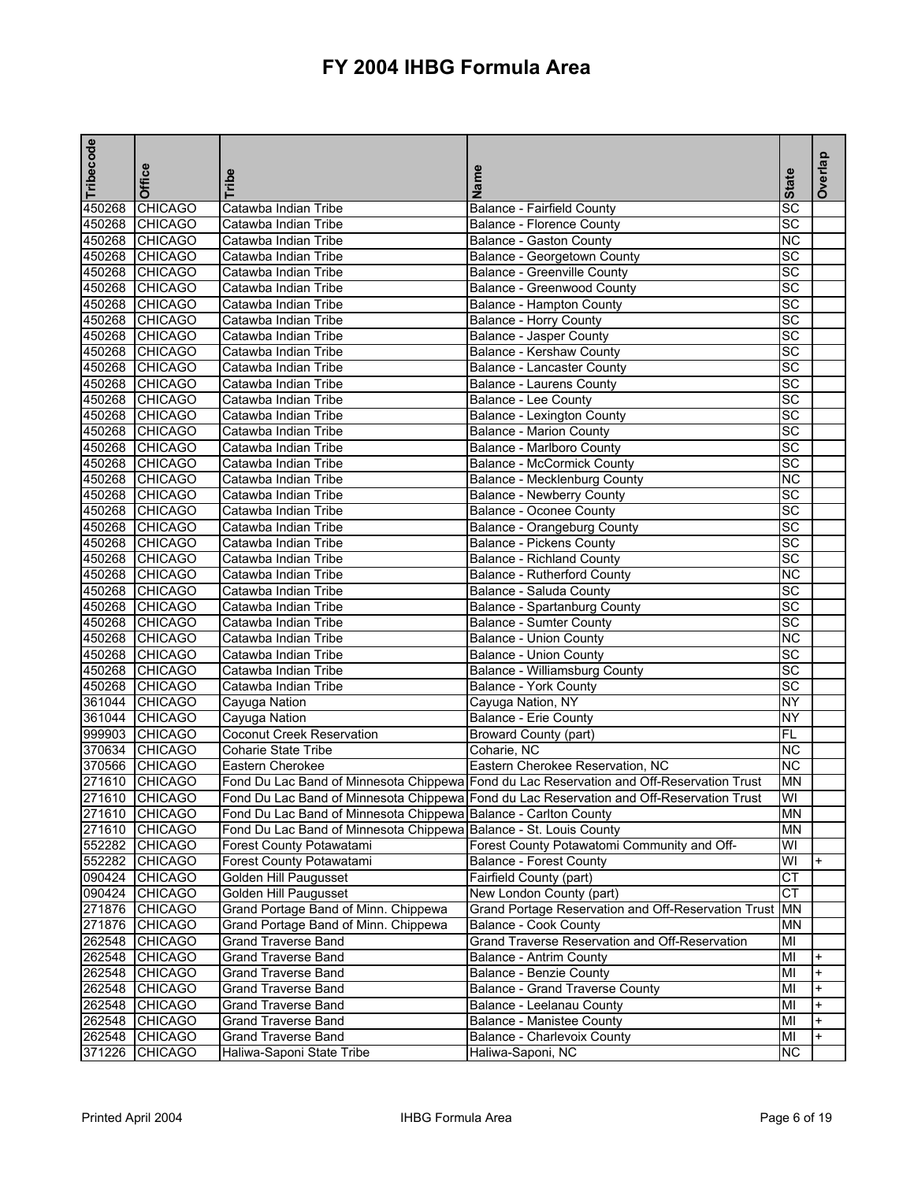# FY 2004 IHBG Formula Area

| Tribecode | Office | Tribe | Name | State | Overlap |
|---|---|---|---|---|---|
| 450268 | CHICAGO | Catawba Indian Tribe | Balance - Fairfield County | SC | |
| 450268 | CHICAGO | Catawba Indian Tribe | Balance - Florence County | SC | |
| 450268 | CHICAGO | Catawba Indian Tribe | Balance - Gaston County | NC | |
| 450268 | CHICAGO | Catawba Indian Tribe | Balance - Georgetown County | SC | |
| 450268 | CHICAGO | Catawba Indian Tribe | Balance - Greenville County | SC | |
| 450268 | CHICAGO | Catawba Indian Tribe | Balance - Greenwood County | SC | |
| 450268 | CHICAGO | Catawba Indian Tribe | Balance - Hampton County | SC | |
| 450268 | CHICAGO | Catawba Indian Tribe | Balance - Horry County | SC | |
| 450268 | CHICAGO | Catawba Indian Tribe | Balance - Jasper County | SC | |
| 450268 | CHICAGO | Catawba Indian Tribe | Balance - Kershaw County | SC | |
| 450268 | CHICAGO | Catawba Indian Tribe | Balance - Lancaster County | SC | |
| 450268 | CHICAGO | Catawba Indian Tribe | Balance - Laurens County | SC | |
| 450268 | CHICAGO | Catawba Indian Tribe | Balance - Lee County | SC | |
| 450268 | CHICAGO | Catawba Indian Tribe | Balance - Lexington County | SC | |
| 450268 | CHICAGO | Catawba Indian Tribe | Balance - Marion County | SC | |
| 450268 | CHICAGO | Catawba Indian Tribe | Balance - Marlboro County | SC | |
| 450268 | CHICAGO | Catawba Indian Tribe | Balance - McCormick County | SC | |
| 450268 | CHICAGO | Catawba Indian Tribe | Balance - Mecklenburg County | NC | |
| 450268 | CHICAGO | Catawba Indian Tribe | Balance - Newberry County | SC | |
| 450268 | CHICAGO | Catawba Indian Tribe | Balance - Oconee County | SC | |
| 450268 | CHICAGO | Catawba Indian Tribe | Balance - Orangeburg County | SC | |
| 450268 | CHICAGO | Catawba Indian Tribe | Balance - Pickens County | SC | |
| 450268 | CHICAGO | Catawba Indian Tribe | Balance - Richland County | SC | |
| 450268 | CHICAGO | Catawba Indian Tribe | Balance - Rutherford County | NC | |
| 450268 | CHICAGO | Catawba Indian Tribe | Balance - Saluda County | SC | |
| 450268 | CHICAGO | Catawba Indian Tribe | Balance - Spartanburg County | SC | |
| 450268 | CHICAGO | Catawba Indian Tribe | Balance - Sumter County | SC | |
| 450268 | CHICAGO | Catawba Indian Tribe | Balance - Union County | NC | |
| 450268 | CHICAGO | Catawba Indian Tribe | Balance - Union County | SC | |
| 450268 | CHICAGO | Catawba Indian Tribe | Balance - Williamsburg County | SC | |
| 450268 | CHICAGO | Catawba Indian Tribe | Balance - York County | SC | |
| 361044 | CHICAGO | Cayuga Nation | Cayuga Nation, NY | NY | |
| 361044 | CHICAGO | Cayuga Nation | Balance - Erie County | NY | |
| 999903 | CHICAGO | Coconut Creek Reservation | Broward County (part) | FL | |
| 370634 | CHICAGO | Coharie State Tribe | Coharie, NC | NC | |
| 370566 | CHICAGO | Eastern Cherokee | Eastern Cherokee Reservation, NC | NC | |
| 271610 | CHICAGO | Fond Du Lac Band of Minnesota Chippewa | Fond du Lac Reservation and Off-Reservation Trust | MN | |
| 271610 | CHICAGO | Fond Du Lac Band of Minnesota Chippewa | Fond du Lac Reservation and Off-Reservation Trust | WI | |
| 271610 | CHICAGO | Fond Du Lac Band of Minnesota Chippewa | Balance - Carlton County | MN | |
| 271610 | CHICAGO | Fond Du Lac Band of Minnesota Chippewa | Balance - St. Louis County | MN | |
| 552282 | CHICAGO | Forest County Potawatami | Forest County Potawatomi Community and Off- | WI | |
| 552282 | CHICAGO | Forest County Potawatami | Balance - Forest County | WI | + |
| 090424 | CHICAGO | Golden Hill Paugusset | Fairfield County (part) | CT | |
| 090424 | CHICAGO | Golden Hill Paugusset | New London County (part) | CT | |
| 271876 | CHICAGO | Grand Portage Band of Minn. Chippewa | Grand Portage Reservation and Off-Reservation Trust | MN | |
| 271876 | CHICAGO | Grand Portage Band of Minn. Chippewa | Balance - Cook County | MN | |
| 262548 | CHICAGO | Grand Traverse Band | Grand Traverse Reservation and Off-Reservation | MI | |
| 262548 | CHICAGO | Grand Traverse Band | Balance - Antrim County | MI | + |
| 262548 | CHICAGO | Grand Traverse Band | Balance - Benzie County | MI | + |
| 262548 | CHICAGO | Grand Traverse Band | Balance - Grand Traverse County | MI | + |
| 262548 | CHICAGO | Grand Traverse Band | Balance - Leelanau County | MI | + |
| 262548 | CHICAGO | Grand Traverse Band | Balance - Manistee County | MI | + |
| 262548 | CHICAGO | Grand Traverse Band | Balance - Charlevoix County | MI | + |
| 371226 | CHICAGO | Haliwa-Saponi State Tribe | Haliwa-Saponi, NC | NC | |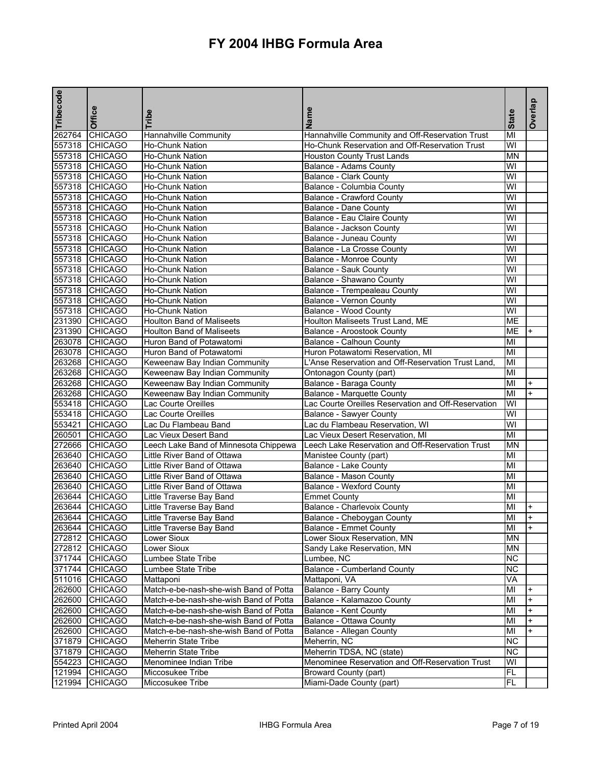# FY 2004 IHBG Formula Area

| Tribecode | Office | Tribe | Name | State | Overlap |
|---|---|---|---|---|---|
| 262764 | CHICAGO | Hannahville Community | Hannahville Community and Off-Reservation Trust | MI | |
| 557318 | CHICAGO | Ho-Chunk Nation | Ho-Chunk Reservation and Off-Reservation Trust | WI | |
| 557318 | CHICAGO | Ho-Chunk Nation | Houston County Trust Lands | MN | |
| 557318 | CHICAGO | Ho-Chunk Nation | Balance - Adams County | WI | |
| 557318 | CHICAGO | Ho-Chunk Nation | Balance - Clark County | WI | |
| 557318 | CHICAGO | Ho-Chunk Nation | Balance - Columbia County | WI | |
| 557318 | CHICAGO | Ho-Chunk Nation | Balance - Crawford County | WI | |
| 557318 | CHICAGO | Ho-Chunk Nation | Balance - Dane County | WI | |
| 557318 | CHICAGO | Ho-Chunk Nation | Balance - Eau Claire County | WI | |
| 557318 | CHICAGO | Ho-Chunk Nation | Balance - Jackson County | WI | |
| 557318 | CHICAGO | Ho-Chunk Nation | Balance - Juneau County | WI | |
| 557318 | CHICAGO | Ho-Chunk Nation | Balance - La Crosse County | WI | |
| 557318 | CHICAGO | Ho-Chunk Nation | Balance - Monroe County | WI | |
| 557318 | CHICAGO | Ho-Chunk Nation | Balance - Sauk County | WI | |
| 557318 | CHICAGO | Ho-Chunk Nation | Balance - Shawano County | WI | |
| 557318 | CHICAGO | Ho-Chunk Nation | Balance - Trempealeau County | WI | |
| 557318 | CHICAGO | Ho-Chunk Nation | Balance - Vernon County | WI | |
| 557318 | CHICAGO | Ho-Chunk Nation | Balance - Wood County | WI | |
| 231390 | CHICAGO | Houlton Band of Maliseets | Houlton Maliseets Trust Land, ME | ME | |
| 231390 | CHICAGO | Houlton Band of Maliseets | Balance - Aroostook County | ME | + |
| 263078 | CHICAGO | Huron Band of Potawatomi | Balance - Calhoun County | MI | |
| 263078 | CHICAGO | Huron Band of Potawatomi | Huron Potawatomi Reservation, MI | MI | |
| 263268 | CHICAGO | Keweenaw Bay Indian Community | L'Anse Reservation and Off-Reservation Trust Land, | MI | |
| 263268 | CHICAGO | Keweenaw Bay Indian Community | Ontonagon County (part) | MI | |
| 263268 | CHICAGO | Keweenaw Bay Indian Community | Balance - Baraga County | MI | + |
| 263268 | CHICAGO | Keweenaw Bay Indian Community | Balance - Marquette County | MI | + |
| 553418 | CHICAGO | Lac Courte Oreilles | Lac Courte Oreilles Reservation and Off-Reservation | WI | |
| 553418 | CHICAGO | Lac Courte Oreilles | Balance - Sawyer County | WI | |
| 553421 | CHICAGO | Lac Du Flambeau Band | Lac du Flambeau Reservation, WI | WI | |
| 260501 | CHICAGO | Lac Vieux Desert Band | Lac Vieux Desert Reservation, MI | MI | |
| 272666 | CHICAGO | Leech Lake Band of Minnesota Chippewa | Leech Lake Reservation and Off-Reservation Trust | MN | |
| 263640 | CHICAGO | Little River Band of Ottawa | Manistee County (part) | MI | |
| 263640 | CHICAGO | Little River Band of Ottawa | Balance - Lake County | MI | |
| 263640 | CHICAGO | Little River Band of Ottawa | Balance - Mason County | MI | |
| 263640 | CHICAGO | Little River Band of Ottawa | Balance - Wexford County | MI | |
| 263644 | CHICAGO | Little Traverse Bay Band | Emmet County | MI | |
| 263644 | CHICAGO | Little Traverse Bay Band | Balance - Charlevoix County | MI | + |
| 263644 | CHICAGO | Little Traverse Bay Band | Balance - Cheboygan County | MI | + |
| 263644 | CHICAGO | Little Traverse Bay Band | Balance - Emmet County | MI | + |
| 272812 | CHICAGO | Lower Sioux | Lower Sioux Reservation, MN | MN | |
| 272812 | CHICAGO | Lower Sioux | Sandy Lake Reservation, MN | MN | |
| 371744 | CHICAGO | Lumbee State Tribe | Lumbee, NC | NC | |
| 371744 | CHICAGO | Lumbee State Tribe | Balance - Cumberland County | NC | |
| 511016 | CHICAGO | Mattaponi | Mattaponi, VA | VA | |
| 262600 | CHICAGO | Match-e-be-nash-she-wish Band of Potta | Balance - Barry County | MI | + |
| 262600 | CHICAGO | Match-e-be-nash-she-wish Band of Potta | Balance - Kalamazoo County | MI | + |
| 262600 | CHICAGO | Match-e-be-nash-she-wish Band of Potta | Balance - Kent County | MI | + |
| 262600 | CHICAGO | Match-e-be-nash-she-wish Band of Potta | Balance - Ottawa County | MI | + |
| 262600 | CHICAGO | Match-e-be-nash-she-wish Band of Potta | Balance - Allegan County | MI | + |
| 371879 | CHICAGO | Meherrin State Tribe | Meherrin, NC | NC | |
| 371879 | CHICAGO | Meherrin State Tribe | Meherrin TDSA, NC (state) | NC | |
| 554223 | CHICAGO | Menominee Indian Tribe | Menominee Reservation and Off-Reservation Trust | WI | |
| 121994 | CHICAGO | Miccosukee Tribe | Broward County (part) | FL | |
| 121994 | CHICAGO | Miccosukee Tribe | Miami-Dade County (part) | FL | |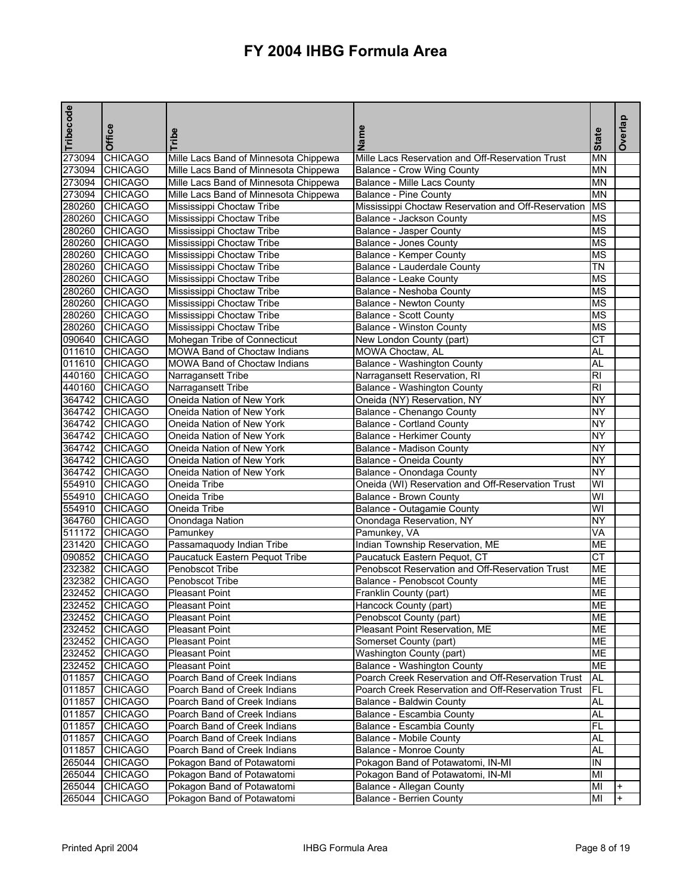# FY 2004 IHBG Formula Area

| Tribecode | Office | Tribe | Name | State | Overlap |
|---|---|---|---|---|---|
| 273094 | CHICAGO | Mille Lacs Band of Minnesota Chippewa | Mille Lacs Reservation and Off-Reservation Trust | MN | |
| 273094 | CHICAGO | Mille Lacs Band of Minnesota Chippewa | Balance - Crow Wing County | MN | |
| 273094 | CHICAGO | Mille Lacs Band of Minnesota Chippewa | Balance - Mille Lacs County | MN | |
| 273094 | CHICAGO | Mille Lacs Band of Minnesota Chippewa | Balance - Pine County | MN | |
| 280260 | CHICAGO | Mississippi Choctaw Tribe | Mississippi Choctaw Reservation and Off-Reservation | MS | |
| 280260 | CHICAGO | Mississippi Choctaw Tribe | Balance - Jackson County | MS | |
| 280260 | CHICAGO | Mississippi Choctaw Tribe | Balance - Jasper County | MS | |
| 280260 | CHICAGO | Mississippi Choctaw Tribe | Balance - Jones County | MS | |
| 280260 | CHICAGO | Mississippi Choctaw Tribe | Balance - Kemper County | MS | |
| 280260 | CHICAGO | Mississippi Choctaw Tribe | Balance - Lauderdale County | TN | |
| 280260 | CHICAGO | Mississippi Choctaw Tribe | Balance - Leake County | MS | |
| 280260 | CHICAGO | Mississippi Choctaw Tribe | Balance - Neshoba County | MS | |
| 280260 | CHICAGO | Mississippi Choctaw Tribe | Balance - Newton County | MS | |
| 280260 | CHICAGO | Mississippi Choctaw Tribe | Balance - Scott County | MS | |
| 280260 | CHICAGO | Mississippi Choctaw Tribe | Balance - Winston County | MS | |
| 090640 | CHICAGO | Mohegan Tribe of Connecticut | New London County (part) | CT | |
| 011610 | CHICAGO | MOWA Band of Choctaw Indians | MOWA Choctaw, AL | AL | |
| 011610 | CHICAGO | MOWA Band of Choctaw Indians | Balance - Washington County | AL | |
| 440160 | CHICAGO | Narragansett Tribe | Narragansett Reservation, RI | RI | |
| 440160 | CHICAGO | Narragansett Tribe | Balance - Washington County | RI | |
| 364742 | CHICAGO | Oneida Nation of New York | Oneida (NY) Reservation, NY | NY | |
| 364742 | CHICAGO | Oneida Nation of New York | Balance - Chenango County | NY | |
| 364742 | CHICAGO | Oneida Nation of New York | Balance - Cortland County | NY | |
| 364742 | CHICAGO | Oneida Nation of New York | Balance - Herkimer County | NY | |
| 364742 | CHICAGO | Oneida Nation of New York | Balance - Madison County | NY | |
| 364742 | CHICAGO | Oneida Nation of New York | Balance - Oneida County | NY | |
| 364742 | CHICAGO | Oneida Nation of New York | Balance - Onondaga County | NY | |
| 554910 | CHICAGO | Oneida Tribe | Oneida (WI) Reservation and Off-Reservation Trust | WI | |
| 554910 | CHICAGO | Oneida Tribe | Balance - Brown County | WI | |
| 554910 | CHICAGO | Oneida Tribe | Balance - Outagamie County | WI | |
| 364760 | CHICAGO | Onondaga Nation | Onondaga Reservation, NY | NY | |
| 511172 | CHICAGO | Pamunkey | Pamunkey, VA | VA | |
| 231420 | CHICAGO | Passamaquody Indian Tribe | Indian Township Reservation, ME | ME | |
| 090852 | CHICAGO | Paucatuck Eastern Pequot Tribe | Paucatuck Eastern Pequot, CT | CT | |
| 232382 | CHICAGO | Penobscot Tribe | Penobscot Reservation and Off-Reservation Trust | ME | |
| 232382 | CHICAGO | Penobscot Tribe | Balance - Penobscot County | ME | |
| 232452 | CHICAGO | Pleasant Point | Franklin County (part) | ME | |
| 232452 | CHICAGO | Pleasant Point | Hancock County (part) | ME | |
| 232452 | CHICAGO | Pleasant Point | Penobscot County (part) | ME | |
| 232452 | CHICAGO | Pleasant Point | Pleasant Point Reservation, ME | ME | |
| 232452 | CHICAGO | Pleasant Point | Somerset County (part) | ME | |
| 232452 | CHICAGO | Pleasant Point | Washington County (part) | ME | |
| 232452 | CHICAGO | Pleasant Point | Balance - Washington County | ME | |
| 011857 | CHICAGO | Poarch Band of Creek Indians | Poarch Creek Reservation and Off-Reservation Trust | AL | |
| 011857 | CHICAGO | Poarch Band of Creek Indians | Poarch Creek Reservation and Off-Reservation Trust | FL | |
| 011857 | CHICAGO | Poarch Band of Creek Indians | Balance - Baldwin County | AL | |
| 011857 | CHICAGO | Poarch Band of Creek Indians | Balance - Escambia County | AL | |
| 011857 | CHICAGO | Poarch Band of Creek Indians | Balance - Escambia County | FL | |
| 011857 | CHICAGO | Poarch Band of Creek Indians | Balance - Mobile County | AL | |
| 011857 | CHICAGO | Poarch Band of Creek Indians | Balance - Monroe County | AL | |
| 265044 | CHICAGO | Pokagon Band of Potawatomi | Pokagon Band of Potawatomi, IN-MI | IN | |
| 265044 | CHICAGO | Pokagon Band of Potawatomi | Pokagon Band of Potawatomi, IN-MI | MI | |
| 265044 | CHICAGO | Pokagon Band of Potawatomi | Balance - Allegan County | MI | + |
| 265044 | CHICAGO | Pokagon Band of Potawatomi | Balance - Berrien County | MI | + |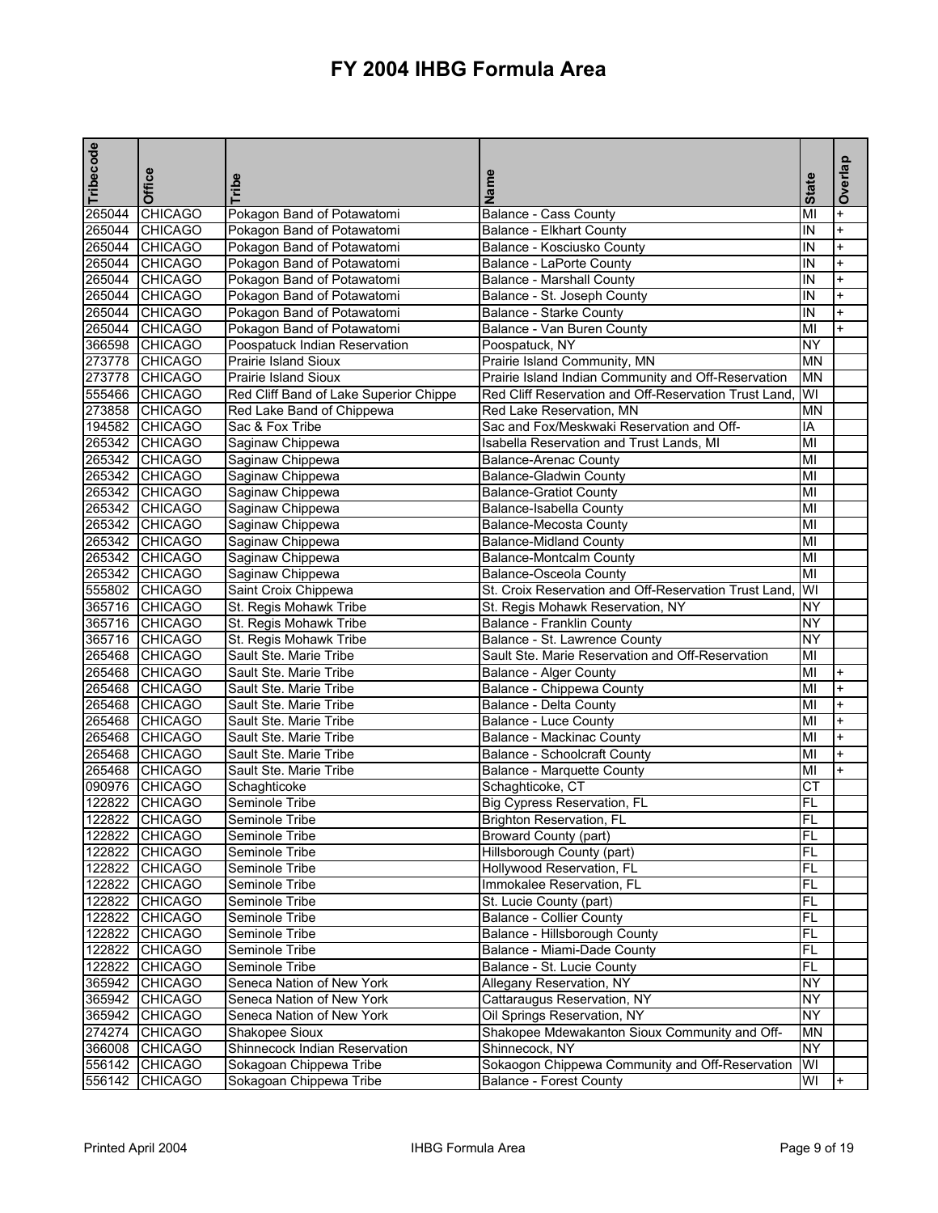# FY 2004 IHBG Formula Area

| Tribecode | Office | Tribe | Name | State | Overlap |
|---|---|---|---|---|---|
| 265044 | CHICAGO | Pokagon Band of Potawatomi | Balance - Cass County | MI | + |
| 265044 | CHICAGO | Pokagon Band of Potawatomi | Balance - Elkhart County | IN | + |
| 265044 | CHICAGO | Pokagon Band of Potawatomi | Balance - Kosciusko County | IN | + |
| 265044 | CHICAGO | Pokagon Band of Potawatomi | Balance - LaPorte County | IN | + |
| 265044 | CHICAGO | Pokagon Band of Potawatomi | Balance - Marshall County | IN | + |
| 265044 | CHICAGO | Pokagon Band of Potawatomi | Balance - St. Joseph County | IN | + |
| 265044 | CHICAGO | Pokagon Band of Potawatomi | Balance - Starke County | IN | + |
| 265044 | CHICAGO | Pokagon Band of Potawatomi | Balance - Van Buren County | MI | + |
| 366598 | CHICAGO | Poospatuck Indian Reservation | Poospatuck, NY | NY | |
| 273778 | CHICAGO | Prairie Island Sioux | Prairie Island Community, MN | MN | |
| 273778 | CHICAGO | Prairie Island Sioux | Prairie Island Indian Community and Off-Reservation | MN | |
| 555466 | CHICAGO | Red Cliff Band of Lake Superior Chippe | Red Cliff Reservation and Off-Reservation Trust Land, | WI | |
| 273858 | CHICAGO | Red Lake Band of Chippewa | Red Lake Reservation, MN | MN | |
| 194582 | CHICAGO | Sac & Fox Tribe | Sac and Fox/Meskwaki Reservation and Off- | IA | |
| 265342 | CHICAGO | Saginaw Chippewa | Isabella Reservation and Trust Lands, MI | MI | |
| 265342 | CHICAGO | Saginaw Chippewa | Balance-Arenac County | MI | |
| 265342 | CHICAGO | Saginaw Chippewa | Balance-Gladwin County | MI | |
| 265342 | CHICAGO | Saginaw Chippewa | Balance-Gratiot County | MI | |
| 265342 | CHICAGO | Saginaw Chippewa | Balance-Isabella County | MI | |
| 265342 | CHICAGO | Saginaw Chippewa | Balance-Mecosta County | MI | |
| 265342 | CHICAGO | Saginaw Chippewa | Balance-Midland County | MI | |
| 265342 | CHICAGO | Saginaw Chippewa | Balance-Montcalm County | MI | |
| 265342 | CHICAGO | Saginaw Chippewa | Balance-Osceola County | MI | |
| 555802 | CHICAGO | Saint Croix Chippewa | St. Croix Reservation and Off-Reservation Trust Land, | WI | |
| 365716 | CHICAGO | St. Regis Mohawk Tribe | St. Regis Mohawk Reservation, NY | NY | |
| 365716 | CHICAGO | St. Regis Mohawk Tribe | Balance - Franklin County | NY | |
| 365716 | CHICAGO | St. Regis Mohawk Tribe | Balance - St. Lawrence County | NY | |
| 265468 | CHICAGO | Sault Ste. Marie Tribe | Sault Ste. Marie Reservation and Off-Reservation | MI | |
| 265468 | CHICAGO | Sault Ste. Marie Tribe | Balance - Alger County | MI | + |
| 265468 | CHICAGO | Sault Ste. Marie Tribe | Balance - Chippewa County | MI | + |
| 265468 | CHICAGO | Sault Ste. Marie Tribe | Balance - Delta County | MI | + |
| 265468 | CHICAGO | Sault Ste. Marie Tribe | Balance - Luce County | MI | + |
| 265468 | CHICAGO | Sault Ste. Marie Tribe | Balance - Mackinac County | MI | + |
| 265468 | CHICAGO | Sault Ste. Marie Tribe | Balance - Schoolcraft County | MI | + |
| 265468 | CHICAGO | Sault Ste. Marie Tribe | Balance - Marquette County | MI | + |
| 090976 | CHICAGO | Schaghticoke | Schaghticoke, CT | CT | |
| 122822 | CHICAGO | Seminole Tribe | Big Cypress Reservation, FL | FL | |
| 122822 | CHICAGO | Seminole Tribe | Brighton Reservation, FL | FL | |
| 122822 | CHICAGO | Seminole Tribe | Broward County (part) | FL | |
| 122822 | CHICAGO | Seminole Tribe | Hillsborough County (part) | FL | |
| 122822 | CHICAGO | Seminole Tribe | Hollywood Reservation, FL | FL | |
| 122822 | CHICAGO | Seminole Tribe | Immokalee Reservation, FL | FL | |
| 122822 | CHICAGO | Seminole Tribe | St. Lucie County (part) | FL | |
| 122822 | CHICAGO | Seminole Tribe | Balance - Collier County | FL | |
| 122822 | CHICAGO | Seminole Tribe | Balance - Hillsborough County | FL | |
| 122822 | CHICAGO | Seminole Tribe | Balance - Miami-Dade County | FL | |
| 122822 | CHICAGO | Seminole Tribe | Balance - St. Lucie County | FL | |
| 365942 | CHICAGO | Seneca Nation of New York | Allegany Reservation, NY | NY | |
| 365942 | CHICAGO | Seneca Nation of New York | Cattaraugus Reservation, NY | NY | |
| 365942 | CHICAGO | Seneca Nation of New York | Oil Springs Reservation, NY | NY | |
| 274274 | CHICAGO | Shakopee Sioux | Shakopee Mdewakanton Sioux Community and Off- | MN | |
| 366008 | CHICAGO | Shinnecock Indian Reservation | Shinnecock, NY | NY | |
| 556142 | CHICAGO | Sokagoan Chippewa Tribe | Sokaogon Chippewa Community and Off-Reservation | WI | |
| 556142 | CHICAGO | Sokagoan Chippewa Tribe | Balance - Forest County | WI | + |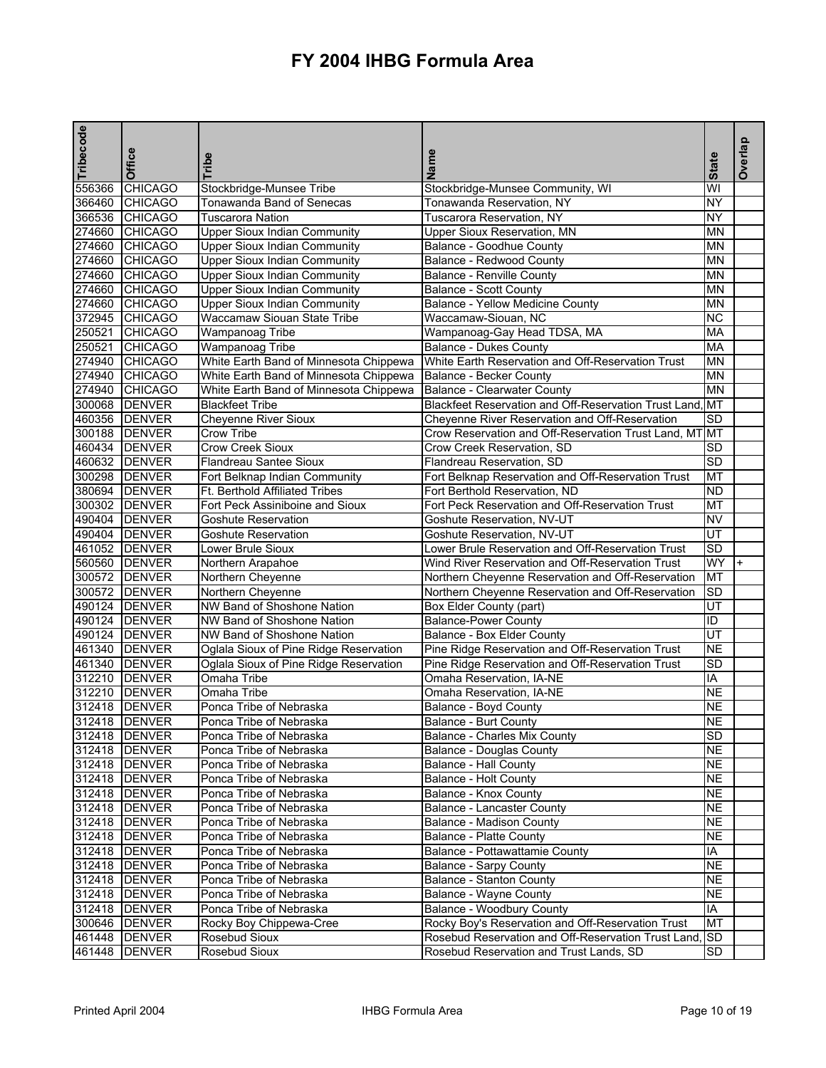# FY 2004 IHBG Formula Area

| Tribecode | Office | Tribe | Name | State | Overlap |
|---|---|---|---|---|---|
| 556366 | CHICAGO | Stockbridge-Munsee Tribe | Stockbridge-Munsee Community, WI | WI | |
| 366460 | CHICAGO | Tonawanda Band of Senecas | Tonawanda Reservation, NY | NY | |
| 366536 | CHICAGO | Tuscarora Nation | Tuscarora Reservation, NY | NY | |
| 274660 | CHICAGO | Upper Sioux Indian Community | Upper Sioux Reservation, MN | MN | |
| 274660 | CHICAGO | Upper Sioux Indian Community | Balance - Goodhue County | MN | |
| 274660 | CHICAGO | Upper Sioux Indian Community | Balance - Redwood County | MN | |
| 274660 | CHICAGO | Upper Sioux Indian Community | Balance - Renville County | MN | |
| 274660 | CHICAGO | Upper Sioux Indian Community | Balance - Scott County | MN | |
| 274660 | CHICAGO | Upper Sioux Indian Community | Balance - Yellow Medicine County | MN | |
| 372945 | CHICAGO | Waccamaw Siouan State Tribe | Waccamaw-Siouan, NC | NC | |
| 250521 | CHICAGO | Wampanoag Tribe | Wampanoag-Gay Head TDSA, MA | MA | |
| 250521 | CHICAGO | Wampanoag Tribe | Balance - Dukes County | MA | |
| 274940 | CHICAGO | White Earth Band of Minnesota Chippewa | White Earth Reservation and Off-Reservation Trust | MN | |
| 274940 | CHICAGO | White Earth Band of Minnesota Chippewa | Balance - Becker County | MN | |
| 274940 | CHICAGO | White Earth Band of Minnesota Chippewa | Balance - Clearwater County | MN | |
| 300068 | DENVER | Blackfeet Tribe | Blackfeet Reservation and Off-Reservation Trust Land, | MT | |
| 460356 | DENVER | Cheyenne River Sioux | Cheyenne River Reservation and Off-Reservation | SD | |
| 300188 | DENVER | Crow Tribe | Crow Reservation and Off-Reservation Trust Land, MT | MT | |
| 460434 | DENVER | Crow Creek Sioux | Crow Creek Reservation, SD | SD | |
| 460632 | DENVER | Flandreau Santee Sioux | Flandreau Reservation, SD | SD | |
| 300298 | DENVER | Fort Belknap Indian Community | Fort Belknap Reservation and Off-Reservation Trust | MT | |
| 380694 | DENVER | Ft. Berthold Affiliated Tribes | Fort Berthold Reservation, ND | ND | |
| 300302 | DENVER | Fort Peck Assiniboine and Sioux | Fort Peck Reservation and Off-Reservation Trust | MT | |
| 490404 | DENVER | Goshute Reservation | Goshute Reservation, NV-UT | NV | |
| 490404 | DENVER | Goshute Reservation | Goshute Reservation, NV-UT | UT | |
| 461052 | DENVER | Lower Brule Sioux | Lower Brule Reservation and Off-Reservation Trust | SD | |
| 560560 | DENVER | Northern Arapahoe | Wind River Reservation and Off-Reservation Trust | WY | + |
| 300572 | DENVER | Northern Cheyenne | Northern Cheyenne Reservation and Off-Reservation | MT | |
| 300572 | DENVER | Northern Cheyenne | Northern Cheyenne Reservation and Off-Reservation | SD | |
| 490124 | DENVER | NW Band of Shoshone Nation | Box Elder County (part) | UT | |
| 490124 | DENVER | NW Band of Shoshone Nation | Balance-Power County | ID | |
| 490124 | DENVER | NW Band of Shoshone Nation | Balance - Box Elder County | UT | |
| 461340 | DENVER | Oglala Sioux of Pine Ridge Reservation | Pine Ridge Reservation and Off-Reservation Trust | NE | |
| 461340 | DENVER | Oglala Sioux of Pine Ridge Reservation | Pine Ridge Reservation and Off-Reservation Trust | SD | |
| 312210 | DENVER | Omaha Tribe | Omaha Reservation, IA-NE | IA | |
| 312210 | DENVER | Omaha Tribe | Omaha Reservation, IA-NE | NE | |
| 312418 | DENVER | Ponca Tribe of Nebraska | Balance - Boyd County | NE | |
| 312418 | DENVER | Ponca Tribe of Nebraska | Balance - Burt County | NE | |
| 312418 | DENVER | Ponca Tribe of Nebraska | Balance - Charles Mix County | SD | |
| 312418 | DENVER | Ponca Tribe of Nebraska | Balance - Douglas County | NE | |
| 312418 | DENVER | Ponca Tribe of Nebraska | Balance - Hall County | NE | |
| 312418 | DENVER | Ponca Tribe of Nebraska | Balance - Holt County | NE | |
| 312418 | DENVER | Ponca Tribe of Nebraska | Balance - Knox County | NE | |
| 312418 | DENVER | Ponca Tribe of Nebraska | Balance - Lancaster County | NE | |
| 312418 | DENVER | Ponca Tribe of Nebraska | Balance - Madison County | NE | |
| 312418 | DENVER | Ponca Tribe of Nebraska | Balance - Platte County | NE | |
| 312418 | DENVER | Ponca Tribe of Nebraska | Balance - Pottawattamie County | IA | |
| 312418 | DENVER | Ponca Tribe of Nebraska | Balance - Sarpy County | NE | |
| 312418 | DENVER | Ponca Tribe of Nebraska | Balance - Stanton County | NE | |
| 312418 | DENVER | Ponca Tribe of Nebraska | Balance - Wayne County | NE | |
| 312418 | DENVER | Ponca Tribe of Nebraska | Balance - Woodbury County | IA | |
| 300646 | DENVER | Rocky Boy Chippewa-Cree | Rocky Boy's Reservation and Off-Reservation Trust | MT | |
| 461448 | DENVER | Rosebud Sioux | Rosebud Reservation and Off-Reservation Trust Land, | SD | |
| 461448 | DENVER | Rosebud Sioux | Rosebud Reservation and Trust Lands, SD | SD | |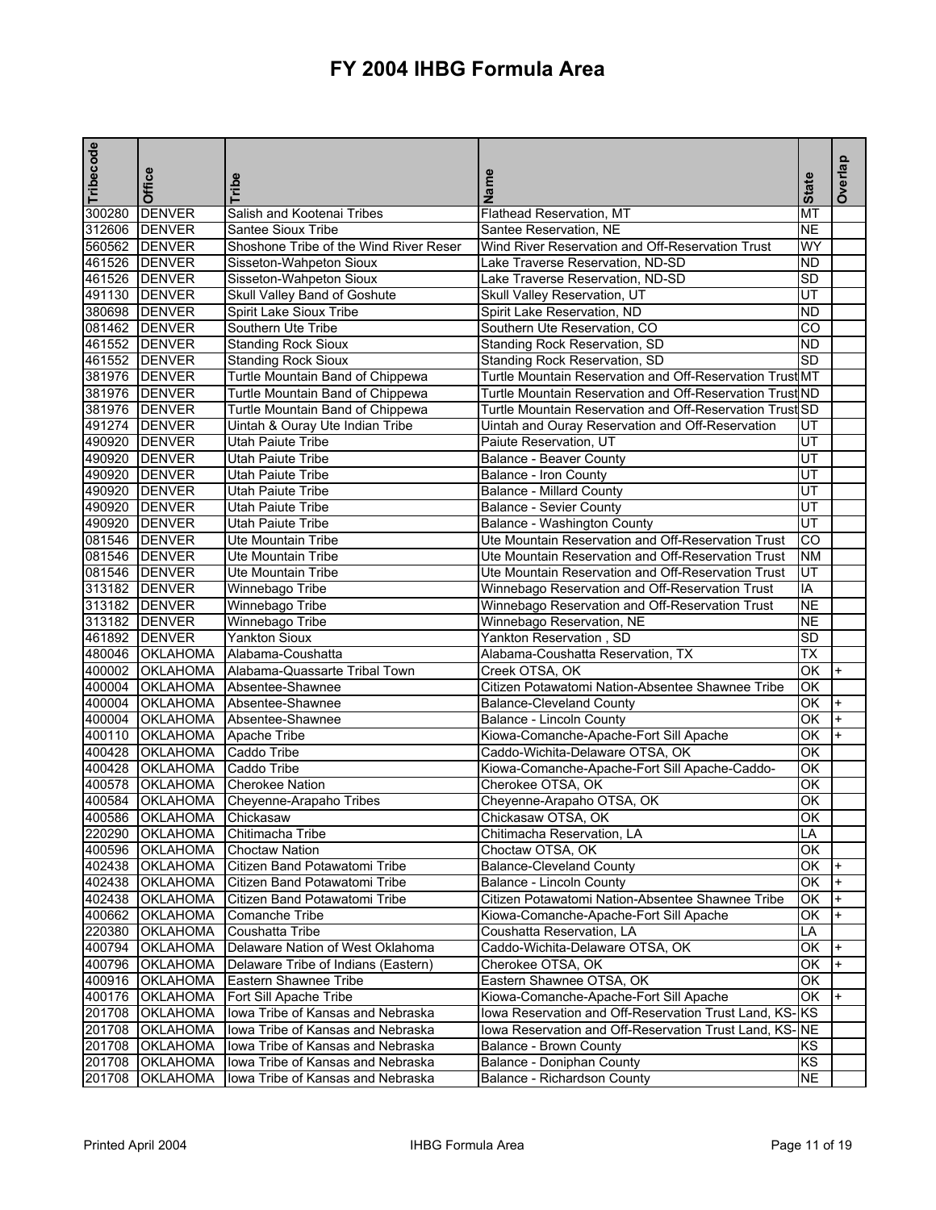# FY 2004 IHBG Formula Area

| Tribecode | Office | Tribe | Name | State | Overlap |
|---|---|---|---|---|---|
| 300280 | DENVER | Salish and Kootenai Tribes | Flathead Reservation, MT | MT | |
| 312606 | DENVER | Santee Sioux Tribe | Santee Reservation, NE | NE | |
| 560562 | DENVER | Shoshone Tribe of the Wind River Reser | Wind River Reservation and Off-Reservation Trust | WY | |
| 461526 | DENVER | Sisseton-Wahpeton Sioux | Lake Traverse Reservation, ND-SD | ND | |
| 461526 | DENVER | Sisseton-Wahpeton Sioux | Lake Traverse Reservation, ND-SD | SD | |
| 491130 | DENVER | Skull Valley Band of Goshute | Skull Valley Reservation, UT | UT | |
| 380698 | DENVER | Spirit Lake Sioux Tribe | Spirit Lake Reservation, ND | ND | |
| 081462 | DENVER | Southern Ute Tribe | Southern Ute Reservation, CO | CO | |
| 461552 | DENVER | Standing Rock Sioux | Standing Rock Reservation, SD | ND | |
| 461552 | DENVER | Standing Rock Sioux | Standing Rock Reservation, SD | SD | |
| 381976 | DENVER | Turtle Mountain Band of Chippewa | Turtle Mountain Reservation and Off-Reservation Trust | MT | |
| 381976 | DENVER | Turtle Mountain Band of Chippewa | Turtle Mountain Reservation and Off-Reservation Trust | ND | |
| 381976 | DENVER | Turtle Mountain Band of Chippewa | Turtle Mountain Reservation and Off-Reservation Trust | SD | |
| 491274 | DENVER | Uintah & Ouray Ute Indian Tribe | Uintah and Ouray Reservation and Off-Reservation | UT | |
| 490920 | DENVER | Utah Paiute Tribe | Paiute Reservation, UT | UT | |
| 490920 | DENVER | Utah Paiute Tribe | Balance - Beaver County | UT | |
| 490920 | DENVER | Utah Paiute Tribe | Balance - Iron County | UT | |
| 490920 | DENVER | Utah Paiute Tribe | Balance - Millard County | UT | |
| 490920 | DENVER | Utah Paiute Tribe | Balance - Sevier County | UT | |
| 490920 | DENVER | Utah Paiute Tribe | Balance - Washington County | UT | |
| 081546 | DENVER | Ute Mountain Tribe | Ute Mountain Reservation and Off-Reservation Trust | CO | |
| 081546 | DENVER | Ute Mountain Tribe | Ute Mountain Reservation and Off-Reservation Trust | NM | |
| 081546 | DENVER | Ute Mountain Tribe | Ute Mountain Reservation and Off-Reservation Trust | UT | |
| 313182 | DENVER | Winnebago Tribe | Winnebago Reservation and Off-Reservation Trust | IA | |
| 313182 | DENVER | Winnebago Tribe | Winnebago Reservation and Off-Reservation Trust | NE | |
| 313182 | DENVER | Winnebago Tribe | Winnebago Reservation, NE | NE | |
| 461892 | DENVER | Yankton Sioux | Yankton Reservation , SD | SD | |
| 480046 | OKLAHOMA | Alabama-Coushatta | Alabama-Coushatta Reservation, TX | TX | |
| 400002 | OKLAHOMA | Alabama-Quassarte Tribal Town | Creek OTSA, OK | OK | + |
| 400004 | OKLAHOMA | Absentee-Shawnee | Citizen Potawatomi Nation-Absentee Shawnee Tribe | OK | |
| 400004 | OKLAHOMA | Absentee-Shawnee | Balance-Cleveland County | OK | + |
| 400004 | OKLAHOMA | Absentee-Shawnee | Balance - Lincoln County | OK | + |
| 400110 | OKLAHOMA | Apache Tribe | Kiowa-Comanche-Apache-Fort Sill Apache | OK | + |
| 400428 | OKLAHOMA | Caddo Tribe | Caddo-Wichita-Delaware OTSA, OK | OK | |
| 400428 | OKLAHOMA | Caddo Tribe | Kiowa-Comanche-Apache-Fort Sill Apache-Caddo- | OK | |
| 400578 | OKLAHOMA | Cherokee Nation | Cherokee OTSA, OK | OK | |
| 400584 | OKLAHOMA | Cheyenne-Arapaho Tribes | Cheyenne-Arapaho OTSA, OK | OK | |
| 400586 | OKLAHOMA | Chickasaw | Chickasaw OTSA, OK | OK | |
| 220290 | OKLAHOMA | Chitimacha Tribe | Chitimacha Reservation, LA | LA | |
| 400596 | OKLAHOMA | Choctaw Nation | Choctaw OTSA, OK | OK | |
| 402438 | OKLAHOMA | Citizen Band Potawatomi Tribe | Balance-Cleveland County | OK | + |
| 402438 | OKLAHOMA | Citizen Band Potawatomi Tribe | Balance - Lincoln County | OK | + |
| 402438 | OKLAHOMA | Citizen Band Potawatomi Tribe | Citizen Potawatomi Nation-Absentee Shawnee Tribe | OK | + |
| 400662 | OKLAHOMA | Comanche Tribe | Kiowa-Comanche-Apache-Fort Sill Apache | OK | + |
| 220380 | OKLAHOMA | Coushatta Tribe | Coushatta Reservation, LA | LA | |
| 400794 | OKLAHOMA | Delaware Nation of West Oklahoma | Caddo-Wichita-Delaware OTSA, OK | OK | + |
| 400796 | OKLAHOMA | Delaware Tribe of Indians (Eastern) | Cherokee OTSA, OK | OK | + |
| 400916 | OKLAHOMA | Eastern Shawnee Tribe | Eastern Shawnee OTSA, OK | OK | |
| 400176 | OKLAHOMA | Fort Sill Apache Tribe | Kiowa-Comanche-Apache-Fort Sill Apache | OK | + |
| 201708 | OKLAHOMA | Iowa Tribe of Kansas and Nebraska | Iowa Reservation and Off-Reservation Trust Land, KS- | KS | |
| 201708 | OKLAHOMA | Iowa Tribe of Kansas and Nebraska | Iowa Reservation and Off-Reservation Trust Land, KS- | NE | |
| 201708 | OKLAHOMA | Iowa Tribe of Kansas and Nebraska | Balance - Brown County | KS | |
| 201708 | OKLAHOMA | Iowa Tribe of Kansas and Nebraska | Balance - Doniphan County | KS | |
| 201708 | OKLAHOMA | Iowa Tribe of Kansas and Nebraska | Balance - Richardson County | NE | |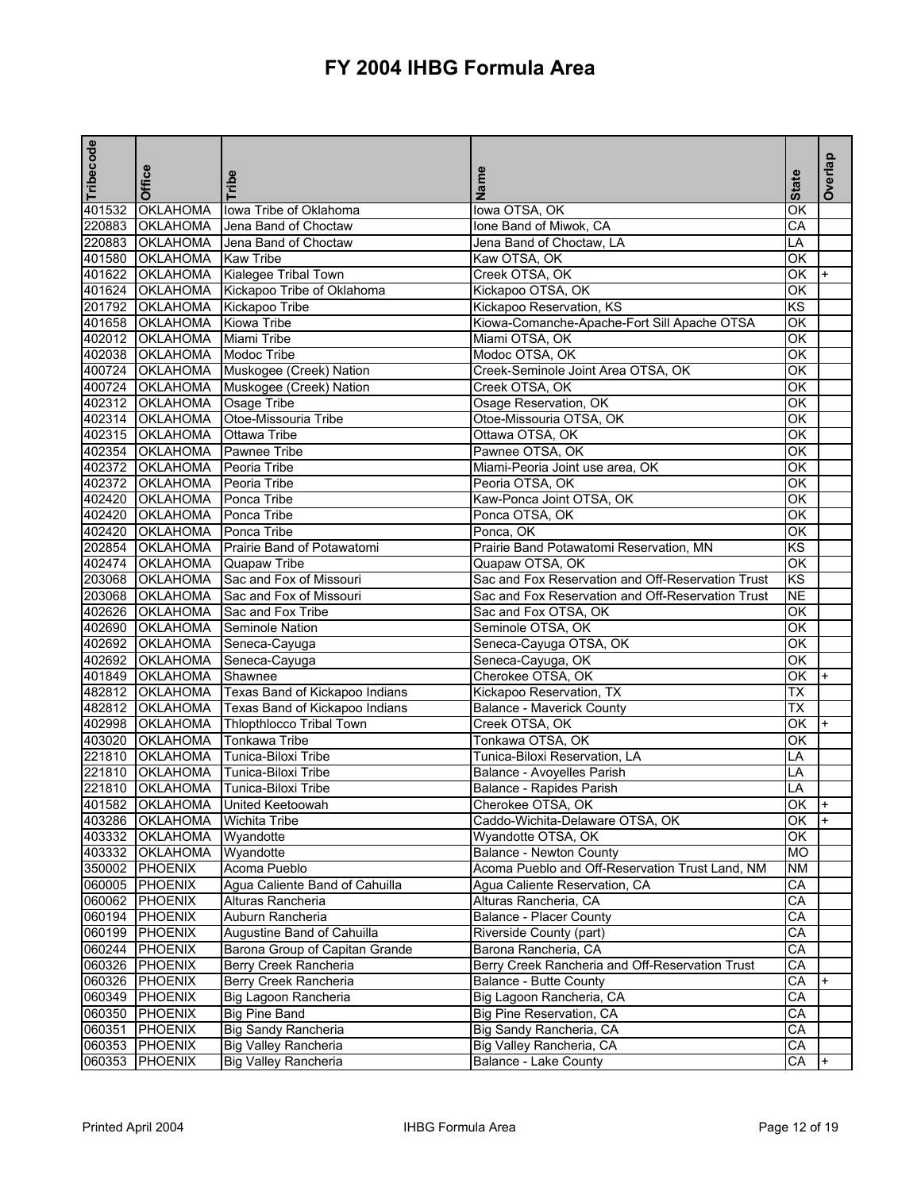# FY 2004 IHBG Formula Area

| Tribecode | Office | Tribe | Name | State | Overlap |
|---|---|---|---|---|---|
| 401532 | OKLAHOMA | Iowa Tribe of Oklahoma | Iowa OTSA, OK | OK | |
| 220883 | OKLAHOMA | Jena Band of Choctaw | Ione Band of Miwok, CA | CA | |
| 220883 | OKLAHOMA | Jena Band of Choctaw | Jena Band of Choctaw, LA | LA | |
| 401580 | OKLAHOMA | Kaw Tribe | Kaw OTSA, OK | OK | |
| 401622 | OKLAHOMA | Kialegee Tribal Town | Creek OTSA, OK | OK | + |
| 401624 | OKLAHOMA | Kickapoo Tribe of Oklahoma | Kickapoo OTSA, OK | OK | |
| 201792 | OKLAHOMA | Kickapoo Tribe | Kickapoo Reservation, KS | KS | |
| 401658 | OKLAHOMA | Kiowa Tribe | Kiowa-Comanche-Apache-Fort Sill Apache OTSA | OK | |
| 402012 | OKLAHOMA | Miami Tribe | Miami OTSA, OK | OK | |
| 402038 | OKLAHOMA | Modoc Tribe | Modoc OTSA, OK | OK | |
| 400724 | OKLAHOMA | Muskogee (Creek) Nation | Creek-Seminole Joint Area OTSA, OK | OK | |
| 400724 | OKLAHOMA | Muskogee (Creek) Nation | Creek OTSA, OK | OK | |
| 402312 | OKLAHOMA | Osage Tribe | Osage Reservation, OK | OK | |
| 402314 | OKLAHOMA | Otoe-Missouria Tribe | Otoe-Missouria OTSA, OK | OK | |
| 402315 | OKLAHOMA | Ottawa Tribe | Ottawa OTSA, OK | OK | |
| 402354 | OKLAHOMA | Pawnee Tribe | Pawnee OTSA, OK | OK | |
| 402372 | OKLAHOMA | Peoria Tribe | Miami-Peoria Joint use area, OK | OK | |
| 402372 | OKLAHOMA | Peoria Tribe | Peoria OTSA, OK | OK | |
| 402420 | OKLAHOMA | Ponca Tribe | Kaw-Ponca Joint OTSA, OK | OK | |
| 402420 | OKLAHOMA | Ponca Tribe | Ponca OTSA, OK | OK | |
| 402420 | OKLAHOMA | Ponca Tribe | Ponca, OK | OK | |
| 202854 | OKLAHOMA | Prairie Band of Potawatomi | Prairie Band Potawatomi Reservation, MN | KS | |
| 402474 | OKLAHOMA | Quapaw Tribe | Quapaw OTSA, OK | OK | |
| 203068 | OKLAHOMA | Sac and Fox of Missouri | Sac and Fox Reservation and Off-Reservation Trust | KS | |
| 203068 | OKLAHOMA | Sac and Fox of Missouri | Sac and Fox Reservation and Off-Reservation Trust | NE | |
| 402626 | OKLAHOMA | Sac and Fox Tribe | Sac and Fox OTSA, OK | OK | |
| 402690 | OKLAHOMA | Seminole Nation | Seminole OTSA, OK | OK | |
| 402692 | OKLAHOMA | Seneca-Cayuga | Seneca-Cayuga OTSA, OK | OK | |
| 402692 | OKLAHOMA | Seneca-Cayuga | Seneca-Cayuga, OK | OK | |
| 401849 | OKLAHOMA | Shawnee | Cherokee OTSA, OK | OK | + |
| 482812 | OKLAHOMA | Texas Band of Kickapoo Indians | Kickapoo Reservation, TX | TX | |
| 482812 | OKLAHOMA | Texas Band of Kickapoo Indians | Balance - Maverick County | TX | |
| 402998 | OKLAHOMA | Thlopthlocco Tribal Town | Creek OTSA, OK | OK | + |
| 403020 | OKLAHOMA | Tonkawa Tribe | Tonkawa OTSA, OK | OK | |
| 221810 | OKLAHOMA | Tunica-Biloxi Tribe | Tunica-Biloxi Reservation, LA | LA | |
| 221810 | OKLAHOMA | Tunica-Biloxi Tribe | Balance - Avoyelles Parish | LA | |
| 221810 | OKLAHOMA | Tunica-Biloxi Tribe | Balance - Rapides Parish | LA | |
| 401582 | OKLAHOMA | United Keetoowah | Cherokee OTSA, OK | OK | + |
| 403286 | OKLAHOMA | Wichita Tribe | Caddo-Wichita-Delaware OTSA, OK | OK | + |
| 403332 | OKLAHOMA | Wyandotte | Wyandotte OTSA, OK | OK | |
| 403332 | OKLAHOMA | Wyandotte | Balance - Newton County | MO | |
| 350002 | PHOENIX | Acoma Pueblo | Acoma Pueblo and Off-Reservation Trust Land, NM | NM | |
| 060005 | PHOENIX | Agua Caliente Band of Cahuilla | Agua Caliente Reservation, CA | CA | |
| 060062 | PHOENIX | Alturas Rancheria | Alturas Rancheria, CA | CA | |
| 060194 | PHOENIX | Auburn Rancheria | Balance - Placer County | CA | |
| 060199 | PHOENIX | Augustine Band of Cahuilla | Riverside County (part) | CA | |
| 060244 | PHOENIX | Barona Group of Capitan Grande | Barona Rancheria, CA | CA | |
| 060326 | PHOENIX | Berry Creek Rancheria | Berry Creek Rancheria and Off-Reservation Trust | CA | |
| 060326 | PHOENIX | Berry Creek Rancheria | Balance - Butte County | CA | + |
| 060349 | PHOENIX | Big Lagoon Rancheria | Big Lagoon Rancheria, CA | CA | |
| 060350 | PHOENIX | Big Pine Band | Big Pine Reservation, CA | CA | |
| 060351 | PHOENIX | Big Sandy Rancheria | Big Sandy Rancheria, CA | CA | |
| 060353 | PHOENIX | Big Valley Rancheria | Big Valley Rancheria, CA | CA | |
| 060353 | PHOENIX | Big Valley Rancheria | Balance - Lake County | CA | + |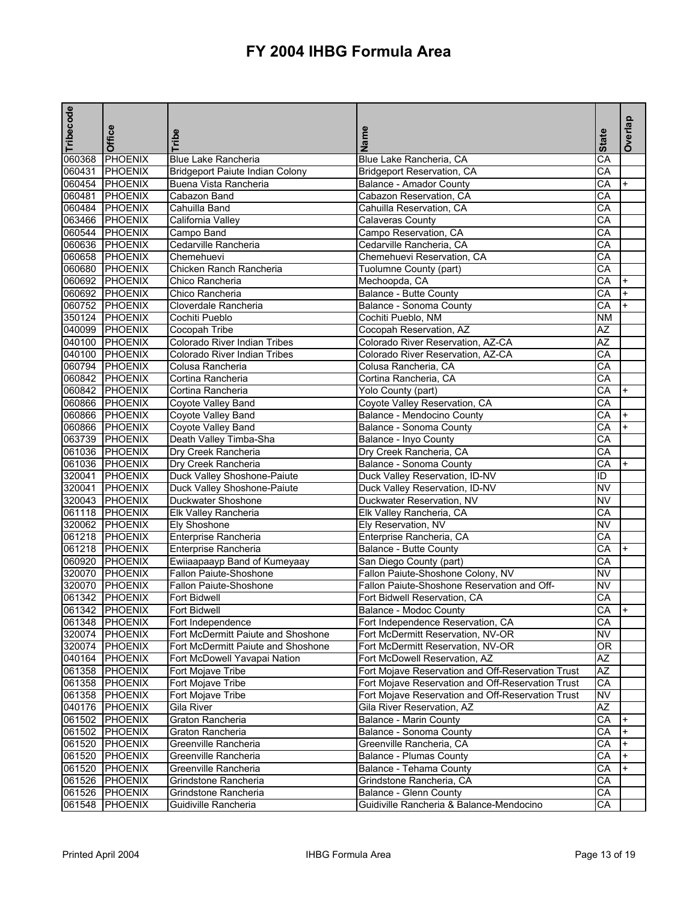# FY 2004 IHBG Formula Area

| Tribecode | Office | Tribe | Name | State | Overlap |
|---|---|---|---|---|---|
| 060368 | PHOENIX | Blue Lake Rancheria | Blue Lake Rancheria, CA | CA | |
| 060431 | PHOENIX | Bridgeport Paiute Indian Colony | Bridgeport Reservation, CA | CA | |
| 060454 | PHOENIX | Buena Vista Rancheria | Balance - Amador County | CA | + |
| 060481 | PHOENIX | Cabazon Band | Cabazon Reservation, CA | CA | |
| 060484 | PHOENIX | Cahuilla Band | Cahuilla Reservation, CA | CA | |
| 063466 | PHOENIX | California Valley | Calaveras County | CA | |
| 060544 | PHOENIX | Campo Band | Campo Reservation, CA | CA | |
| 060636 | PHOENIX | Cedarville Rancheria | Cedarville Rancheria, CA | CA | |
| 060658 | PHOENIX | Chemehuevi | Chemehuevi Reservation, CA | CA | |
| 060680 | PHOENIX | Chicken Ranch Rancheria | Tuolumne County (part) | CA | |
| 060692 | PHOENIX | Chico Rancheria | Mechoopda, CA | CA | + |
| 060692 | PHOENIX | Chico Rancheria | Balance - Butte County | CA | + |
| 060752 | PHOENIX | Cloverdale Rancheria | Balance - Sonoma County | CA | + |
| 350124 | PHOENIX | Cochiti Pueblo | Cochiti Pueblo, NM | NM | |
| 040099 | PHOENIX | Cocopah Tribe | Cocopah Reservation, AZ | AZ | |
| 040100 | PHOENIX | Colorado River Indian Tribes | Colorado River Reservation, AZ-CA | AZ | |
| 040100 | PHOENIX | Colorado River Indian Tribes | Colorado River Reservation, AZ-CA | CA | |
| 060794 | PHOENIX | Colusa Rancheria | Colusa Rancheria, CA | CA | |
| 060842 | PHOENIX | Cortina Rancheria | Cortina Rancheria, CA | CA | |
| 060842 | PHOENIX | Cortina Rancheria | Yolo County (part) | CA | + |
| 060866 | PHOENIX | Coyote Valley Band | Coyote Valley Reservation, CA | CA | |
| 060866 | PHOENIX | Coyote Valley Band | Balance - Mendocino County | CA | + |
| 060866 | PHOENIX | Coyote Valley Band | Balance - Sonoma County | CA | + |
| 063739 | PHOENIX | Death Valley Timba-Sha | Balance - Inyo County | CA | |
| 061036 | PHOENIX | Dry Creek Rancheria | Dry Creek Rancheria, CA | CA | |
| 061036 | PHOENIX | Dry Creek Rancheria | Balance - Sonoma County | CA | + |
| 320041 | PHOENIX | Duck Valley Shoshone-Paiute | Duck Valley Reservation, ID-NV | ID | |
| 320041 | PHOENIX | Duck Valley Shoshone-Paiute | Duck Valley Reservation, ID-NV | NV | |
| 320043 | PHOENIX | Duckwater Shoshone | Duckwater Reservation, NV | NV | |
| 061118 | PHOENIX | Elk Valley Rancheria | Elk Valley Rancheria, CA | CA | |
| 320062 | PHOENIX | Ely Shoshone | Ely Reservation, NV | NV | |
| 061218 | PHOENIX | Enterprise Rancheria | Enterprise Rancheria, CA | CA | |
| 061218 | PHOENIX | Enterprise Rancheria | Balance - Butte County | CA | + |
| 060920 | PHOENIX | Ewiiaapaayp Band of Kumeyaay | San Diego County (part) | CA | |
| 320070 | PHOENIX | Fallon Paiute-Shoshone | Fallon Paiute-Shoshone Colony, NV | NV | |
| 320070 | PHOENIX | Fallon Paiute-Shoshone | Fallon Paiute-Shoshone Reservation and Off- | NV | |
| 061342 | PHOENIX | Fort Bidwell | Fort Bidwell Reservation, CA | CA | |
| 061342 | PHOENIX | Fort Bidwell | Balance - Modoc County | CA | + |
| 061348 | PHOENIX | Fort Independence | Fort Independence Reservation, CA | CA | |
| 320074 | PHOENIX | Fort McDermitt Paiute and Shoshone | Fort McDermitt Reservation, NV-OR | NV | |
| 320074 | PHOENIX | Fort McDermitt Paiute and Shoshone | Fort McDermitt Reservation, NV-OR | OR | |
| 040164 | PHOENIX | Fort McDowell Yavapai Nation | Fort McDowell Reservation, AZ | AZ | |
| 061358 | PHOENIX | Fort Mojave Tribe | Fort Mojave Reservation and Off-Reservation Trust | AZ | |
| 061358 | PHOENIX | Fort Mojave Tribe | Fort Mojave Reservation and Off-Reservation Trust | CA | |
| 061358 | PHOENIX | Fort Mojave Tribe | Fort Mojave Reservation and Off-Reservation Trust | NV | |
| 040176 | PHOENIX | Gila River | Gila River Reservation, AZ | AZ | |
| 061502 | PHOENIX | Graton Rancheria | Balance - Marin County | CA | + |
| 061502 | PHOENIX | Graton Rancheria | Balance - Sonoma County | CA | + |
| 061520 | PHOENIX | Greenville Rancheria | Greenville Rancheria, CA | CA | + |
| 061520 | PHOENIX | Greenville Rancheria | Balance - Plumas County | CA | + |
| 061520 | PHOENIX | Greenville Rancheria | Balance - Tehama County | CA | + |
| 061526 | PHOENIX | Grindstone Rancheria | Grindstone Rancheria, CA | CA | |
| 061526 | PHOENIX | Grindstone Rancheria | Balance - Glenn County | CA | |
| 061548 | PHOENIX | Guidiville Rancheria | Guidiville Rancheria & Balance-Mendocino | CA | |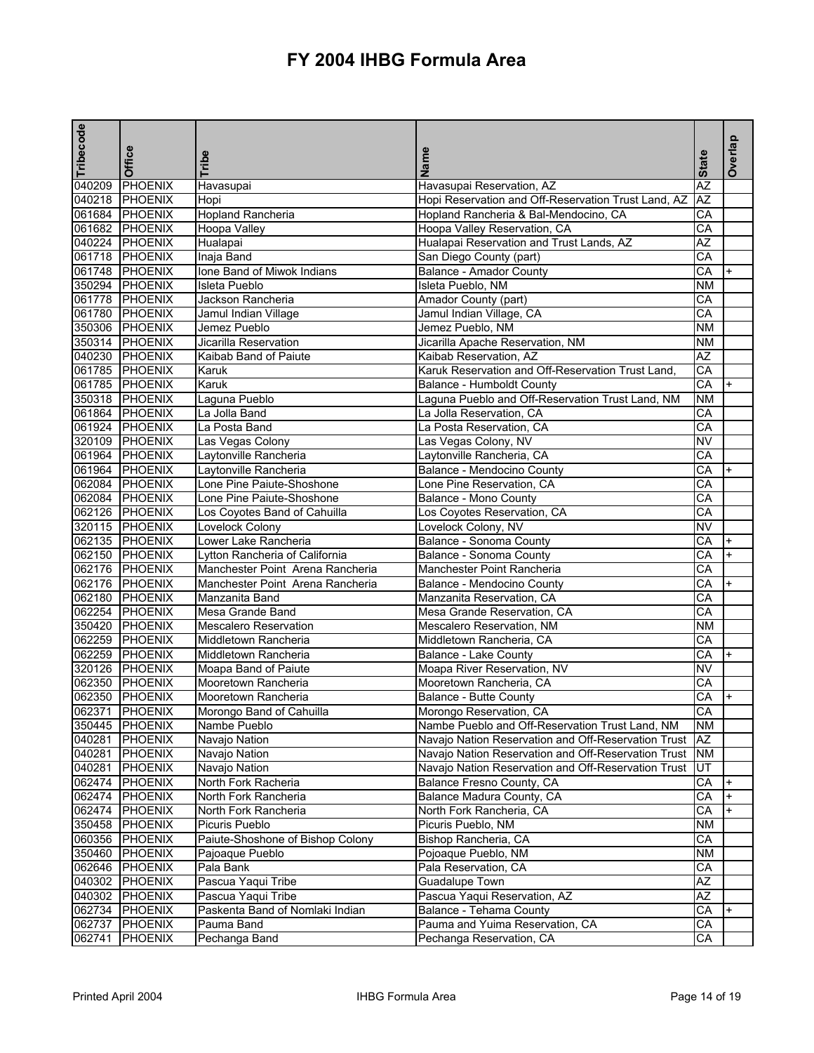# FY 2004 IHBG Formula Area

| Tribecode | Office | Tribe | Name | State | Overlap |
|---|---|---|---|---|---|
| 040209 | PHOENIX | Havasupai | Havasupai Reservation, AZ | AZ | |
| 040218 | PHOENIX | Hopi | Hopi Reservation and Off-Reservation Trust Land, AZ | AZ | |
| 061684 | PHOENIX | Hopland Rancheria | Hopland Rancheria & Bal-Mendocino, CA | CA | |
| 061682 | PHOENIX | Hoopa Valley | Hoopa Valley Reservation, CA | CA | |
| 040224 | PHOENIX | Hualapai | Hualapai Reservation and Trust Lands, AZ | AZ | |
| 061718 | PHOENIX | Inaja Band | San Diego County (part) | CA | |
| 061748 | PHOENIX | Ione Band of Miwok Indians | Balance - Amador County | CA | + |
| 350294 | PHOENIX | Isleta Pueblo | Isleta Pueblo, NM | NM | |
| 061778 | PHOENIX | Jackson Rancheria | Amador County (part) | CA | |
| 061780 | PHOENIX | Jamul Indian Village | Jamul Indian Village, CA | CA | |
| 350306 | PHOENIX | Jemez Pueblo | Jemez Pueblo, NM | NM | |
| 350314 | PHOENIX | Jicarilla Reservation | Jicarilla Apache Reservation, NM | NM | |
| 040230 | PHOENIX | Kaibab Band of Paiute | Kaibab Reservation, AZ | AZ | |
| 061785 | PHOENIX | Karuk | Karuk Reservation and Off-Reservation Trust Land, | CA | |
| 061785 | PHOENIX | Karuk | Balance - Humboldt County | CA | + |
| 350318 | PHOENIX | Laguna Pueblo | Laguna Pueblo and Off-Reservation Trust Land, NM | NM | |
| 061864 | PHOENIX | La Jolla Band | La Jolla Reservation, CA | CA | |
| 061924 | PHOENIX | La Posta Band | La Posta Reservation, CA | CA | |
| 320109 | PHOENIX | Las Vegas Colony | Las Vegas Colony, NV | NV | |
| 061964 | PHOENIX | Laytonville Rancheria | Laytonville Rancheria, CA | CA | |
| 061964 | PHOENIX | Laytonville Rancheria | Balance - Mendocino County | CA | + |
| 062084 | PHOENIX | Lone Pine Paiute-Shoshone | Lone Pine Reservation, CA | CA | |
| 062084 | PHOENIX | Lone Pine Paiute-Shoshone | Balance - Mono County | CA | |
| 062126 | PHOENIX | Los Coyotes Band of Cahuilla | Los Coyotes Reservation, CA | CA | |
| 320115 | PHOENIX | Lovelock Colony | Lovelock Colony, NV | NV | |
| 062135 | PHOENIX | Lower Lake Rancheria | Balance - Sonoma County | CA | + |
| 062150 | PHOENIX | Lytton Rancheria of California | Balance - Sonoma County | CA | + |
| 062176 | PHOENIX | Manchester Point Arena Rancheria | Manchester Point Rancheria | CA | |
| 062176 | PHOENIX | Manchester Point Arena Rancheria | Balance - Mendocino County | CA | + |
| 062180 | PHOENIX | Manzanita Band | Manzanita Reservation, CA | CA | |
| 062254 | PHOENIX | Mesa Grande Band | Mesa Grande Reservation, CA | CA | |
| 350420 | PHOENIX | Mescalero Reservation | Mescalero Reservation, NM | NM | |
| 062259 | PHOENIX | Middletown Rancheria | Middletown Rancheria, CA | CA | |
| 062259 | PHOENIX | Middletown Rancheria | Balance - Lake County | CA | + |
| 320126 | PHOENIX | Moapa Band of Paiute | Moapa River Reservation, NV | NV | |
| 062350 | PHOENIX | Mooretown Rancheria | Mooretown Rancheria, CA | CA | |
| 062350 | PHOENIX | Mooretown Rancheria | Balance - Butte County | CA | + |
| 062371 | PHOENIX | Morongo Band of Cahuilla | Morongo Reservation, CA | CA | |
| 350445 | PHOENIX | Nambe Pueblo | Nambe Pueblo and Off-Reservation Trust Land, NM | NM | |
| 040281 | PHOENIX | Navajo Nation | Navajo Nation Reservation and Off-Reservation Trust | AZ | |
| 040281 | PHOENIX | Navajo Nation | Navajo Nation Reservation and Off-Reservation Trust | NM | |
| 040281 | PHOENIX | Navajo Nation | Navajo Nation Reservation and Off-Reservation Trust | UT | |
| 062474 | PHOENIX | North Fork Racheria | Balance Fresno County, CA | CA | + |
| 062474 | PHOENIX | North Fork Rancheria | Balance Madura County, CA | CA | + |
| 062474 | PHOENIX | North Fork Rancheria | North Fork Rancheria, CA | CA | + |
| 350458 | PHOENIX | Picuris Pueblo | Picuris Pueblo, NM | NM | |
| 060356 | PHOENIX | Paiute-Shoshone of Bishop Colony | Bishop Rancheria, CA | CA | |
| 350460 | PHOENIX | Pajoaque Pueblo | Pojoaque Pueblo, NM | NM | |
| 062646 | PHOENIX | Pala Bank | Pala Reservation, CA | CA | |
| 040302 | PHOENIX | Pascua Yaqui Tribe | Guadalupe Town | AZ | |
| 040302 | PHOENIX | Pascua Yaqui Tribe | Pascua Yaqui Reservation, AZ | AZ | |
| 062734 | PHOENIX | Paskenta Band of Nomlaki Indian | Balance - Tehama County | CA | + |
| 062737 | PHOENIX | Pauma Band | Pauma and Yuima Reservation, CA | CA | |
| 062741 | PHOENIX | Pechanga Band | Pechanga Reservation, CA | CA | |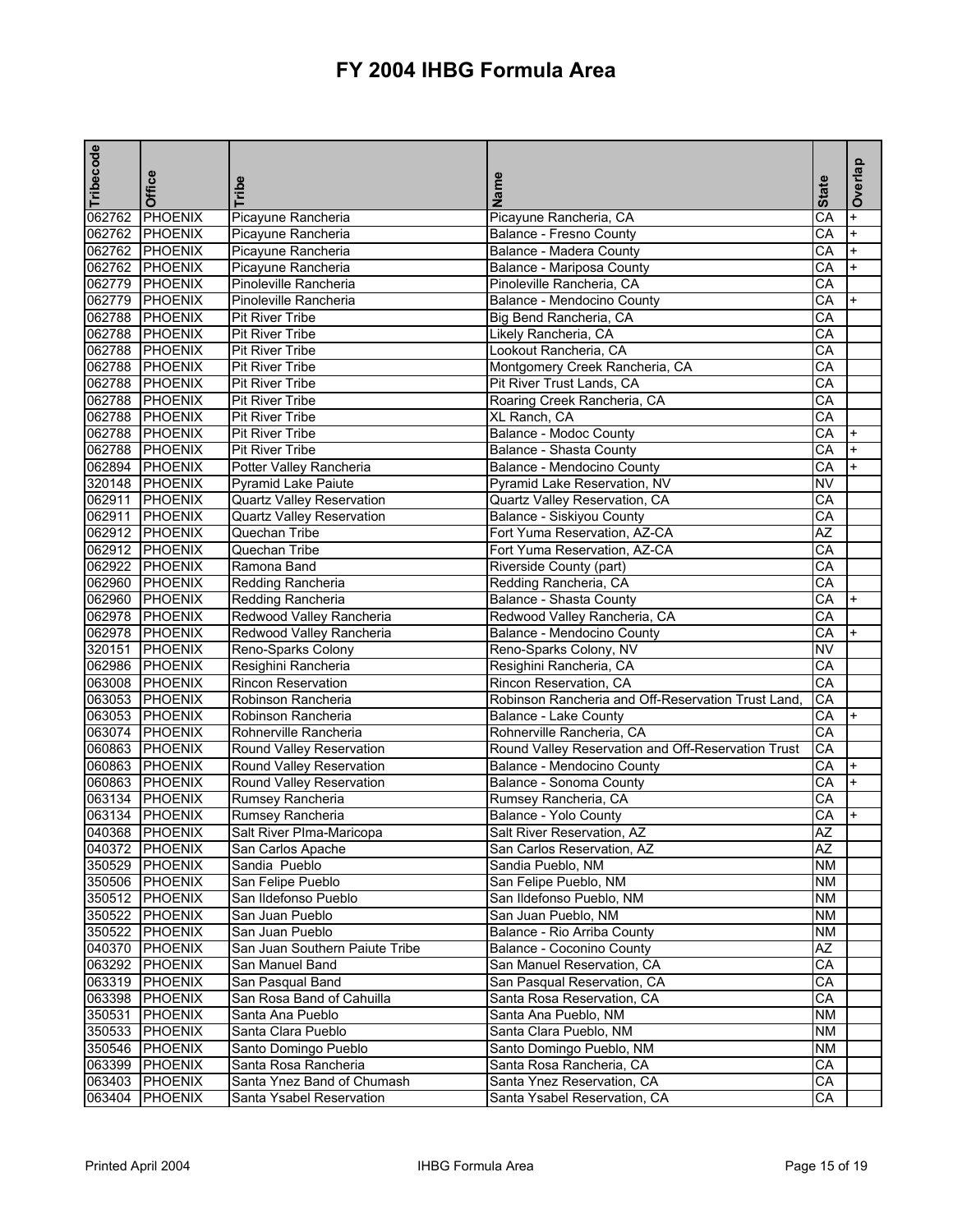# FY 2004 IHBG Formula Area

| Tribecode | Office | Tribe | Name | State | Overlap |
|---|---|---|---|---|---|
| 062762 | PHOENIX | Picayune Rancheria | Picayune Rancheria, CA | CA | + |
| 062762 | PHOENIX | Picayune Rancheria | Balance - Fresno County | CA | + |
| 062762 | PHOENIX | Picayune Rancheria | Balance - Madera County | CA | + |
| 062762 | PHOENIX | Picayune Rancheria | Balance - Mariposa County | CA | + |
| 062779 | PHOENIX | Pinoleville Rancheria | Pinoleville Rancheria, CA | CA | |
| 062779 | PHOENIX | Pinoleville Rancheria | Balance - Mendocino County | CA | + |
| 062788 | PHOENIX | Pit River Tribe | Big Bend Rancheria, CA | CA | |
| 062788 | PHOENIX | Pit River Tribe | Likely Rancheria, CA | CA | |
| 062788 | PHOENIX | Pit River Tribe | Lookout Rancheria, CA | CA | |
| 062788 | PHOENIX | Pit River Tribe | Montgomery Creek Rancheria, CA | CA | |
| 062788 | PHOENIX | Pit River Tribe | Pit River Trust Lands, CA | CA | |
| 062788 | PHOENIX | Pit River Tribe | Roaring Creek Rancheria, CA | CA | |
| 062788 | PHOENIX | Pit River Tribe | XL Ranch, CA | CA | |
| 062788 | PHOENIX | Pit River Tribe | Balance - Modoc County | CA | + |
| 062788 | PHOENIX | Pit River Tribe | Balance - Shasta County | CA | + |
| 062894 | PHOENIX | Potter Valley Rancheria | Balance - Mendocino County | CA | + |
| 320148 | PHOENIX | Pyramid Lake Paiute | Pyramid Lake Reservation, NV | NV | |
| 062911 | PHOENIX | Quartz Valley Reservation | Quartz Valley Reservation, CA | CA | |
| 062911 | PHOENIX | Quartz Valley Reservation | Balance - Siskiyou County | CA | |
| 062912 | PHOENIX | Quechan Tribe | Fort Yuma Reservation, AZ-CA | AZ | |
| 062912 | PHOENIX | Quechan Tribe | Fort Yuma Reservation, AZ-CA | CA | |
| 062922 | PHOENIX | Ramona Band | Riverside County (part) | CA | |
| 062960 | PHOENIX | Redding Rancheria | Redding Rancheria, CA | CA | |
| 062960 | PHOENIX | Redding Rancheria | Balance - Shasta County | CA | + |
| 062978 | PHOENIX | Redwood Valley Rancheria | Redwood Valley Rancheria, CA | CA | |
| 062978 | PHOENIX | Redwood Valley Rancheria | Balance - Mendocino County | CA | + |
| 320151 | PHOENIX | Reno-Sparks Colony | Reno-Sparks Colony, NV | NV | |
| 062986 | PHOENIX | Resighini Rancheria | Resighini Rancheria, CA | CA | |
| 063008 | PHOENIX | Rincon Reservation | Rincon Reservation, CA | CA | |
| 063053 | PHOENIX | Robinson Rancheria | Robinson Rancheria and Off-Reservation Trust Land, | CA | |
| 063053 | PHOENIX | Robinson Rancheria | Balance - Lake County | CA | + |
| 063074 | PHOENIX | Rohnerville Rancheria | Rohnerville Rancheria, CA | CA | |
| 060863 | PHOENIX | Round Valley Reservation | Round Valley Reservation and Off-Reservation Trust | CA | |
| 060863 | PHOENIX | Round Valley Reservation | Balance - Mendocino County | CA | + |
| 060863 | PHOENIX | Round Valley Reservation | Balance - Sonoma County | CA | + |
| 063134 | PHOENIX | Rumsey Rancheria | Rumsey Rancheria, CA | CA | |
| 063134 | PHOENIX | Rumsey Rancheria | Balance - Yolo County | CA | + |
| 040368 | PHOENIX | Salt River PIma-Maricopa | Salt River Reservation, AZ | AZ | |
| 040372 | PHOENIX | San Carlos Apache | San Carlos Reservation, AZ | AZ | |
| 350529 | PHOENIX | Sandia Pueblo | Sandia Pueblo, NM | NM | |
| 350506 | PHOENIX | San Felipe Pueblo | San Felipe Pueblo, NM | NM | |
| 350512 | PHOENIX | San Ildefonso Pueblo | San Ildefonso Pueblo, NM | NM | |
| 350522 | PHOENIX | San Juan Pueblo | San Juan Pueblo, NM | NM | |
| 350522 | PHOENIX | San Juan Pueblo | Balance - Rio Arriba County | NM | |
| 040370 | PHOENIX | San Juan Southern Paiute Tribe | Balance - Coconino County | AZ | |
| 063292 | PHOENIX | San Manuel Band | San Manuel Reservation, CA | CA | |
| 063319 | PHOENIX | San Pasqual Band | San Pasqual Reservation, CA | CA | |
| 063398 | PHOENIX | San Rosa Band of Cahuilla | Santa Rosa Reservation, CA | CA | |
| 350531 | PHOENIX | Santa Ana Pueblo | Santa Ana Pueblo, NM | NM | |
| 350533 | PHOENIX | Santa Clara Pueblo | Santa Clara Pueblo, NM | NM | |
| 350546 | PHOENIX | Santo Domingo Pueblo | Santo Domingo Pueblo, NM | NM | |
| 063399 | PHOENIX | Santa Rosa Rancheria | Santa Rosa Rancheria, CA | CA | |
| 063403 | PHOENIX | Santa Ynez Band of Chumash | Santa Ynez Reservation, CA | CA | |
| 063404 | PHOENIX | Santa Ysabel Reservation | Santa Ysabel Reservation, CA | CA | |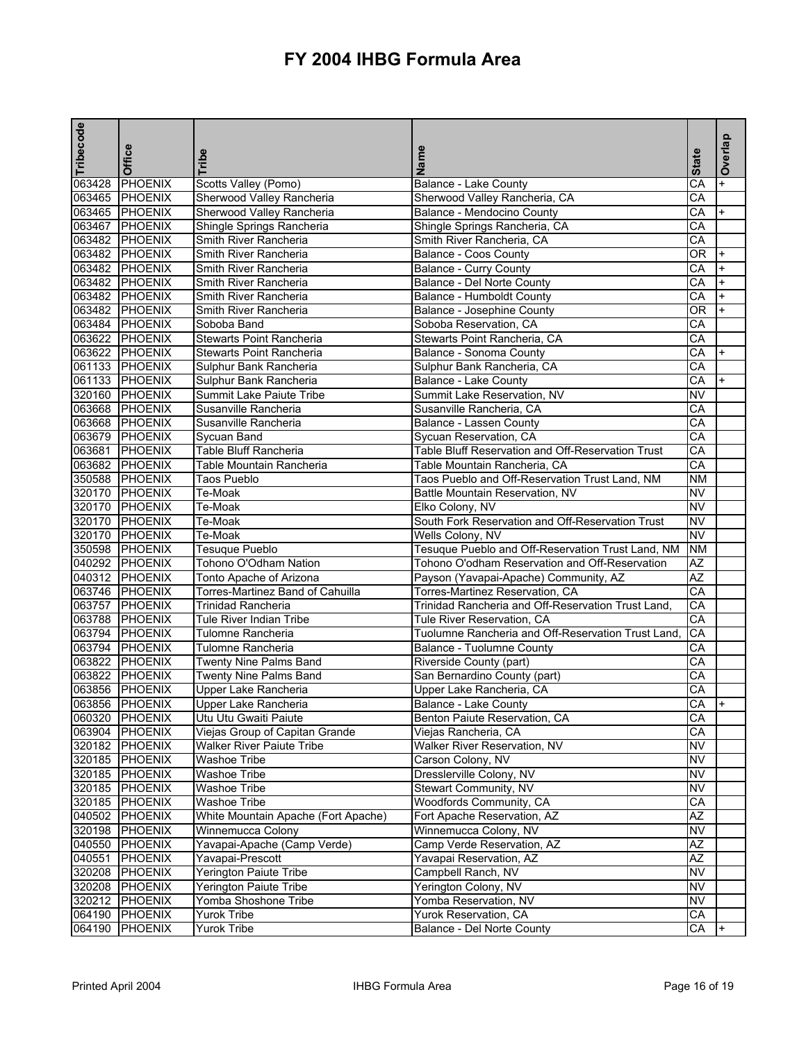# FY 2004 IHBG Formula Area

| Tribecode | Office | Tribe | Name | State | Overlap |
|---|---|---|---|---|---|
| 063428 | PHOENIX | Scotts Valley (Pomo) | Balance - Lake County | CA | + |
| 063465 | PHOENIX | Sherwood Valley Rancheria | Sherwood Valley Rancheria, CA | CA | |
| 063465 | PHOENIX | Sherwood Valley Rancheria | Balance - Mendocino County | CA | + |
| 063467 | PHOENIX | Shingle Springs Rancheria | Shingle Springs Rancheria, CA | CA | |
| 063482 | PHOENIX | Smith River Rancheria | Smith River Rancheria, CA | CA | |
| 063482 | PHOENIX | Smith River Rancheria | Balance - Coos County | OR | + |
| 063482 | PHOENIX | Smith River Rancheria | Balance - Curry County | CA | + |
| 063482 | PHOENIX | Smith River Rancheria | Balance - Del Norte County | CA | + |
| 063482 | PHOENIX | Smith River Rancheria | Balance - Humboldt County | CA | + |
| 063482 | PHOENIX | Smith River Rancheria | Balance - Josephine County | OR | + |
| 063484 | PHOENIX | Soboba Band | Soboba Reservation, CA | CA | |
| 063622 | PHOENIX | Stewarts Point Rancheria | Stewarts Point Rancheria, CA | CA | |
| 063622 | PHOENIX | Stewarts Point Rancheria | Balance - Sonoma County | CA | + |
| 061133 | PHOENIX | Sulphur Bank Rancheria | Sulphur Bank Rancheria, CA | CA | |
| 061133 | PHOENIX | Sulphur Bank Rancheria | Balance - Lake County | CA | + |
| 320160 | PHOENIX | Summit Lake Paiute Tribe | Summit Lake Reservation, NV | NV | |
| 063668 | PHOENIX | Susanville Rancheria | Susanville Rancheria, CA | CA | |
| 063668 | PHOENIX | Susanville Rancheria | Balance - Lassen County | CA | |
| 063679 | PHOENIX | Sycuan Band | Sycuan Reservation, CA | CA | |
| 063681 | PHOENIX | Table Bluff Rancheria | Table Bluff Reservation and Off-Reservation Trust | CA | |
| 063682 | PHOENIX | Table Mountain Rancheria | Table Mountain Rancheria, CA | CA | |
| 350588 | PHOENIX | Taos Pueblo | Taos Pueblo and Off-Reservation Trust Land, NM | NM | |
| 320170 | PHOENIX | Te-Moak | Battle Mountain Reservation, NV | NV | |
| 320170 | PHOENIX | Te-Moak | Elko Colony, NV | NV | |
| 320170 | PHOENIX | Te-Moak | South Fork Reservation and Off-Reservation Trust | NV | |
| 320170 | PHOENIX | Te-Moak | Wells Colony, NV | NV | |
| 350598 | PHOENIX | Tesuque Pueblo | Tesuque Pueblo and Off-Reservation Trust Land, NM | NM | |
| 040292 | PHOENIX | Tohono O'Odham Nation | Tohono O'odham Reservation and Off-Reservation | AZ | |
| 040312 | PHOENIX | Tonto Apache of Arizona | Payson (Yavapai-Apache) Community, AZ | AZ | |
| 063746 | PHOENIX | Torres-Martinez Band of Cahuilla | Torres-Martinez Reservation, CA | CA | |
| 063757 | PHOENIX | Trinidad Rancheria | Trinidad Rancheria and Off-Reservation Trust Land, | CA | |
| 063788 | PHOENIX | Tule River Indian Tribe | Tule River Reservation, CA | CA | |
| 063794 | PHOENIX | Tulomne Rancheria | Tuolumne Rancheria and Off-Reservation Trust Land, | CA | |
| 063794 | PHOENIX | Tulomne Rancheria | Balance - Tuolumne County | CA | |
| 063822 | PHOENIX | Twenty Nine Palms Band | Riverside County (part) | CA | |
| 063822 | PHOENIX | Twenty Nine Palms Band | San Bernardino County (part) | CA | |
| 063856 | PHOENIX | Upper Lake Rancheria | Upper Lake Rancheria, CA | CA | |
| 063856 | PHOENIX | Upper Lake Rancheria | Balance - Lake County | CA | + |
| 060320 | PHOENIX | Utu Utu Gwaiti Paiute | Benton Paiute Reservation, CA | CA | |
| 063904 | PHOENIX | Viejas Group of Capitan Grande | Viejas Rancheria, CA | CA | |
| 320182 | PHOENIX | Walker River Paiute Tribe | Walker River Reservation, NV | NV | |
| 320185 | PHOENIX | Washoe Tribe | Carson Colony, NV | NV | |
| 320185 | PHOENIX | Washoe Tribe | Dresslerville Colony, NV | NV | |
| 320185 | PHOENIX | Washoe Tribe | Stewart Community, NV | NV | |
| 320185 | PHOENIX | Washoe Tribe | Woodfords Community, CA | CA | |
| 040502 | PHOENIX | White Mountain Apache (Fort Apache) | Fort Apache Reservation, AZ | AZ | |
| 320198 | PHOENIX | Winnemucca Colony | Winnemucca Colony, NV | NV | |
| 040550 | PHOENIX | Yavapai-Apache (Camp Verde) | Camp Verde Reservation, AZ | AZ | |
| 040551 | PHOENIX | Yavapai-Prescott | Yavapai Reservation, AZ | AZ | |
| 320208 | PHOENIX | Yerington Paiute Tribe | Campbell Ranch, NV | NV | |
| 320208 | PHOENIX | Yerington Paiute Tribe | Yerington Colony, NV | NV | |
| 320212 | PHOENIX | Yomba Shoshone Tribe | Yomba Reservation, NV | NV | |
| 064190 | PHOENIX | Yurok Tribe | Yurok Reservation, CA | CA | |
| 064190 | PHOENIX | Yurok Tribe | Balance - Del Norte County | CA | + |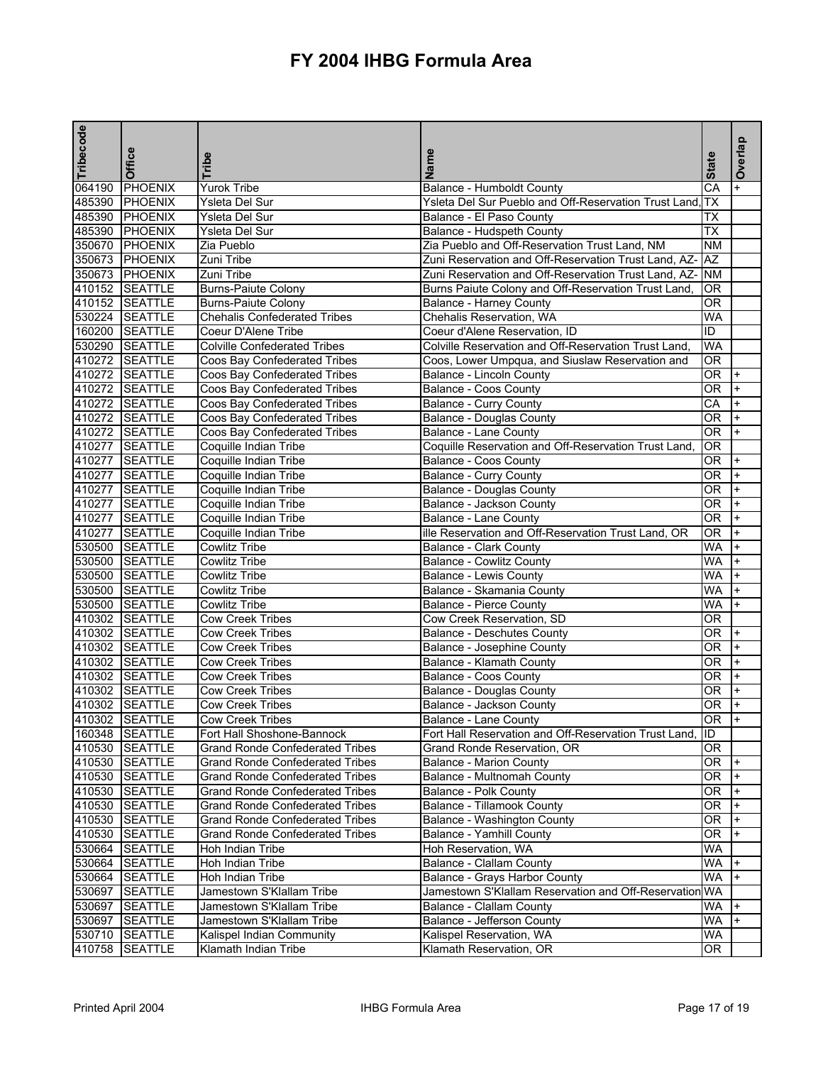# FY 2004 IHBG Formula Area

| Tribecode | Office | Tribe | Name | State | Overlap |
|---|---|---|---|---|---|
| 064190 | PHOENIX | Yurok Tribe | Balance - Humboldt County | CA | + |
| 485390 | PHOENIX | Ysleta Del Sur | Ysleta Del Sur Pueblo and Off-Reservation Trust Land, | TX | |
| 485390 | PHOENIX | Ysleta Del Sur | Balance - El Paso County | TX | |
| 485390 | PHOENIX | Ysleta Del Sur | Balance - Hudspeth County | TX | |
| 350670 | PHOENIX | Zia Pueblo | Zia Pueblo and Off-Reservation Trust Land, NM | NM | |
| 350673 | PHOENIX | Zuni Tribe | Zuni Reservation and Off-Reservation Trust Land, AZ- | AZ | |
| 350673 | PHOENIX | Zuni Tribe | Zuni Reservation and Off-Reservation Trust Land, AZ- | NM | |
| 410152 | SEATTLE | Burns-Paiute Colony | Burns Paiute Colony and Off-Reservation Trust Land, | OR | |
| 410152 | SEATTLE | Burns-Paiute Colony | Balance - Harney County | OR | |
| 530224 | SEATTLE | Chehalis Confederated Tribes | Chehalis Reservation, WA | WA | |
| 160200 | SEATTLE | Coeur D'Alene Tribe | Coeur d'Alene Reservation, ID | ID | |
| 530290 | SEATTLE | Colville Confederated Tribes | Colville Reservation and Off-Reservation Trust Land, | WA | |
| 410272 | SEATTLE | Coos Bay Confederated Tribes | Coos, Lower Umpqua, and Siuslaw Reservation and | OR | |
| 410272 | SEATTLE | Coos Bay Confederated Tribes | Balance - Lincoln County | OR | + |
| 410272 | SEATTLE | Coos Bay Confederated Tribes | Balance - Coos County | OR | + |
| 410272 | SEATTLE | Coos Bay Confederated Tribes | Balance - Curry County | CA | + |
| 410272 | SEATTLE | Coos Bay Confederated Tribes | Balance - Douglas County | OR | + |
| 410272 | SEATTLE | Coos Bay Confederated Tribes | Balance - Lane County | OR | + |
| 410277 | SEATTLE | Coquille Indian Tribe | Coquille Reservation and Off-Reservation Trust Land, | OR | |
| 410277 | SEATTLE | Coquille Indian Tribe | Balance - Coos County | OR | + |
| 410277 | SEATTLE | Coquille Indian Tribe | Balance - Curry County | OR | + |
| 410277 | SEATTLE | Coquille Indian Tribe | Balance - Douglas County | OR | + |
| 410277 | SEATTLE | Coquille Indian Tribe | Balance - Jackson County | OR | + |
| 410277 | SEATTLE | Coquille Indian Tribe | Balance - Lane County | OR | + |
| 410277 | SEATTLE | Coquille Indian Tribe | ille Reservation and Off-Reservation Trust Land, OR | OR | + |
| 530500 | SEATTLE | Cowlitz Tribe | Balance - Clark County | WA | + |
| 530500 | SEATTLE | Cowlitz Tribe | Balance - Cowlitz County | WA | + |
| 530500 | SEATTLE | Cowlitz Tribe | Balance - Lewis County | WA | + |
| 530500 | SEATTLE | Cowlitz Tribe | Balance - Skamania County | WA | + |
| 530500 | SEATTLE | Cowlitz Tribe | Balance - Pierce County | WA | + |
| 410302 | SEATTLE | Cow Creek Tribes | Cow Creek Reservation, SD | OR | |
| 410302 | SEATTLE | Cow Creek Tribes | Balance - Deschutes County | OR | + |
| 410302 | SEATTLE | Cow Creek Tribes | Balance - Josephine County | OR | + |
| 410302 | SEATTLE | Cow Creek Tribes | Balance - Klamath County | OR | + |
| 410302 | SEATTLE | Cow Creek Tribes | Balance - Coos County | OR | + |
| 410302 | SEATTLE | Cow Creek Tribes | Balance - Douglas County | OR | + |
| 410302 | SEATTLE | Cow Creek Tribes | Balance - Jackson County | OR | + |
| 410302 | SEATTLE | Cow Creek Tribes | Balance - Lane County | OR | + |
| 160348 | SEATTLE | Fort Hall Shoshone-Bannock | Fort Hall Reservation and Off-Reservation Trust Land, | ID | |
| 410530 | SEATTLE | Grand Ronde Confederated Tribes | Grand Ronde Reservation, OR | OR | |
| 410530 | SEATTLE | Grand Ronde Confederated Tribes | Balance - Marion County | OR | + |
| 410530 | SEATTLE | Grand Ronde Confederated Tribes | Balance - Multnomah County | OR | + |
| 410530 | SEATTLE | Grand Ronde Confederated Tribes | Balance - Polk County | OR | + |
| 410530 | SEATTLE | Grand Ronde Confederated Tribes | Balance - Tillamook County | OR | + |
| 410530 | SEATTLE | Grand Ronde Confederated Tribes | Balance - Washington County | OR | + |
| 410530 | SEATTLE | Grand Ronde Confederated Tribes | Balance - Yamhill County | OR | + |
| 530664 | SEATTLE | Hoh Indian Tribe | Hoh Reservation, WA | WA | |
| 530664 | SEATTLE | Hoh Indian Tribe | Balance - Clallam County | WA | + |
| 530664 | SEATTLE | Hoh Indian Tribe | Balance - Grays Harbor County | WA | + |
| 530697 | SEATTLE | Jamestown S'Klallam Tribe | Jamestown S'Klallam Reservation and Off-Reservation | WA | |
| 530697 | SEATTLE | Jamestown S'Klallam Tribe | Balance - Clallam County | WA | + |
| 530697 | SEATTLE | Jamestown S'Klallam Tribe | Balance - Jefferson County | WA | + |
| 530710 | SEATTLE | Kalispel Indian Community | Kalispel Reservation, WA | WA | |
| 410758 | SEATTLE | Klamath Indian Tribe | Klamath Reservation, OR | OR | |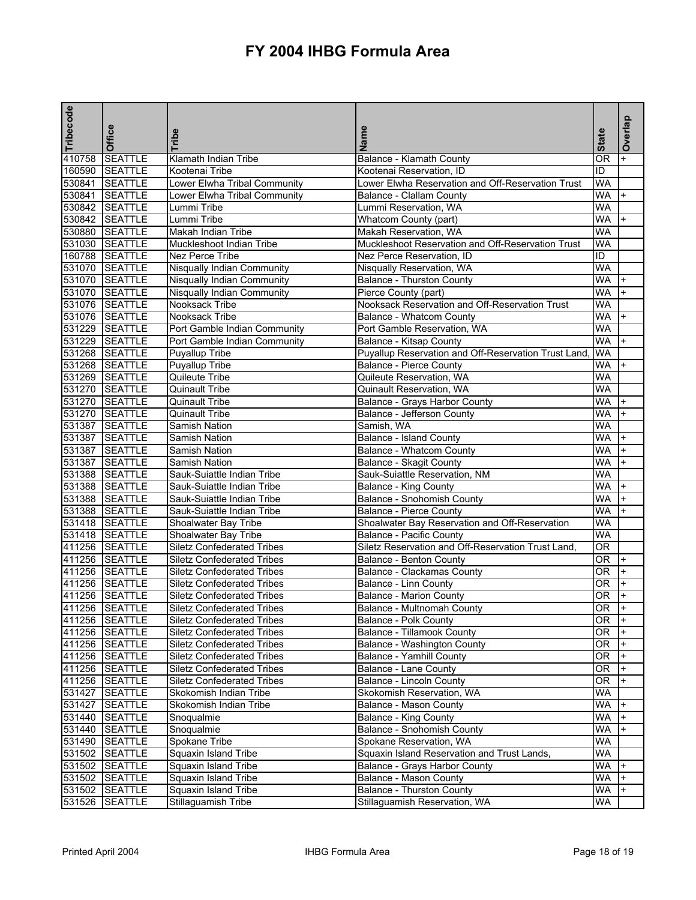# FY 2004 IHBG Formula Area

| Tribecode | Office | Tribe | Name | State | Overlap |
|---|---|---|---|---|---|
| 410758 | SEATTLE | Klamath Indian Tribe | Balance - Klamath County | OR | + |
| 160590 | SEATTLE | Kootenai Tribe | Kootenai Reservation, ID | ID | |
| 530841 | SEATTLE | Lower Elwha Tribal Community | Lower Elwha Reservation and Off-Reservation Trust | WA | |
| 530841 | SEATTLE | Lower Elwha Tribal Community | Balance - Clallam County | WA | + |
| 530842 | SEATTLE | Lummi Tribe | Lummi Reservation, WA | WA | |
| 530842 | SEATTLE | Lummi Tribe | Whatcom County (part) | WA | + |
| 530880 | SEATTLE | Makah Indian Tribe | Makah Reservation, WA | WA | |
| 531030 | SEATTLE | Muckleshoot Indian Tribe | Muckleshoot Reservation and Off-Reservation Trust | WA | |
| 160788 | SEATTLE | Nez Perce Tribe | Nez Perce Reservation, ID | ID | |
| 531070 | SEATTLE | Nisqually Indian Community | Nisqually Reservation, WA | WA | |
| 531070 | SEATTLE | Nisqually Indian Community | Balance - Thurston County | WA | + |
| 531070 | SEATTLE | Nisqually Indian Community | Pierce County (part) | WA | + |
| 531076 | SEATTLE | Nooksack Tribe | Nooksack Reservation and Off-Reservation Trust | WA | |
| 531076 | SEATTLE | Nooksack Tribe | Balance - Whatcom County | WA | + |
| 531229 | SEATTLE | Port Gamble Indian Community | Port Gamble Reservation, WA | WA | |
| 531229 | SEATTLE | Port Gamble Indian Community | Balance - Kitsap County | WA | + |
| 531268 | SEATTLE | Puyallup Tribe | Puyallup Reservation and Off-Reservation Trust Land, | WA | |
| 531268 | SEATTLE | Puyallup Tribe | Balance - Pierce County | WA | + |
| 531269 | SEATTLE | Quileute Tribe | Quileute Reservation, WA | WA | |
| 531270 | SEATTLE | Quinault Tribe | Quinault Reservation, WA | WA | |
| 531270 | SEATTLE | Quinault Tribe | Balance - Grays Harbor County | WA | + |
| 531270 | SEATTLE | Quinault Tribe | Balance - Jefferson County | WA | + |
| 531387 | SEATTLE | Samish Nation | Samish, WA | WA | |
| 531387 | SEATTLE | Samish Nation | Balance - Island County | WA | + |
| 531387 | SEATTLE | Samish Nation | Balance - Whatcom County | WA | + |
| 531387 | SEATTLE | Samish Nation | Balance - Skagit County | WA | + |
| 531388 | SEATTLE | Sauk-Suiattle Indian Tribe | Sauk-Suiattle Reservation, NM | WA | |
| 531388 | SEATTLE | Sauk-Suiattle Indian Tribe | Balance - King County | WA | + |
| 531388 | SEATTLE | Sauk-Suiattle Indian Tribe | Balance - Snohomish County | WA | + |
| 531388 | SEATTLE | Sauk-Suiattle Indian Tribe | Balance - Pierce County | WA | + |
| 531418 | SEATTLE | Shoalwater Bay Tribe | Shoalwater Bay Reservation and Off-Reservation | WA | |
| 531418 | SEATTLE | Shoalwater Bay Tribe | Balance - Pacific County | WA | |
| 411256 | SEATTLE | Siletz Confederated Tribes | Siletz Reservation and Off-Reservation Trust Land, | OR | |
| 411256 | SEATTLE | Siletz Confederated Tribes | Balance - Benton County | OR | + |
| 411256 | SEATTLE | Siletz Confederated Tribes | Balance - Clackamas County | OR | + |
| 411256 | SEATTLE | Siletz Confederated Tribes | Balance - Linn County | OR | + |
| 411256 | SEATTLE | Siletz Confederated Tribes | Balance - Marion County | OR | + |
| 411256 | SEATTLE | Siletz Confederated Tribes | Balance - Multnomah County | OR | + |
| 411256 | SEATTLE | Siletz Confederated Tribes | Balance - Polk County | OR | + |
| 411256 | SEATTLE | Siletz Confederated Tribes | Balance - Tillamook County | OR | + |
| 411256 | SEATTLE | Siletz Confederated Tribes | Balance - Washington County | OR | + |
| 411256 | SEATTLE | Siletz Confederated Tribes | Balance - Yamhill County | OR | + |
| 411256 | SEATTLE | Siletz Confederated Tribes | Balance - Lane County | OR | + |
| 411256 | SEATTLE | Siletz Confederated Tribes | Balance - Lincoln County | OR | + |
| 531427 | SEATTLE | Skokomish Indian Tribe | Skokomish Reservation, WA | WA | |
| 531427 | SEATTLE | Skokomish Indian Tribe | Balance - Mason County | WA | + |
| 531440 | SEATTLE | Snoqualmie | Balance - King County | WA | + |
| 531440 | SEATTLE | Snoqualmie | Balance - Snohomish County | WA | + |
| 531490 | SEATTLE | Spokane Tribe | Spokane Reservation, WA | WA | |
| 531502 | SEATTLE | Squaxin Island Tribe | Squaxin Island Reservation and Trust Lands, | WA | |
| 531502 | SEATTLE | Squaxin Island Tribe | Balance - Grays Harbor County | WA | + |
| 531502 | SEATTLE | Squaxin Island Tribe | Balance - Mason County | WA | + |
| 531502 | SEATTLE | Squaxin Island Tribe | Balance - Thurston County | WA | + |
| 531526 | SEATTLE | Stillaguamish Tribe | Stillaguamish Reservation, WA | WA | |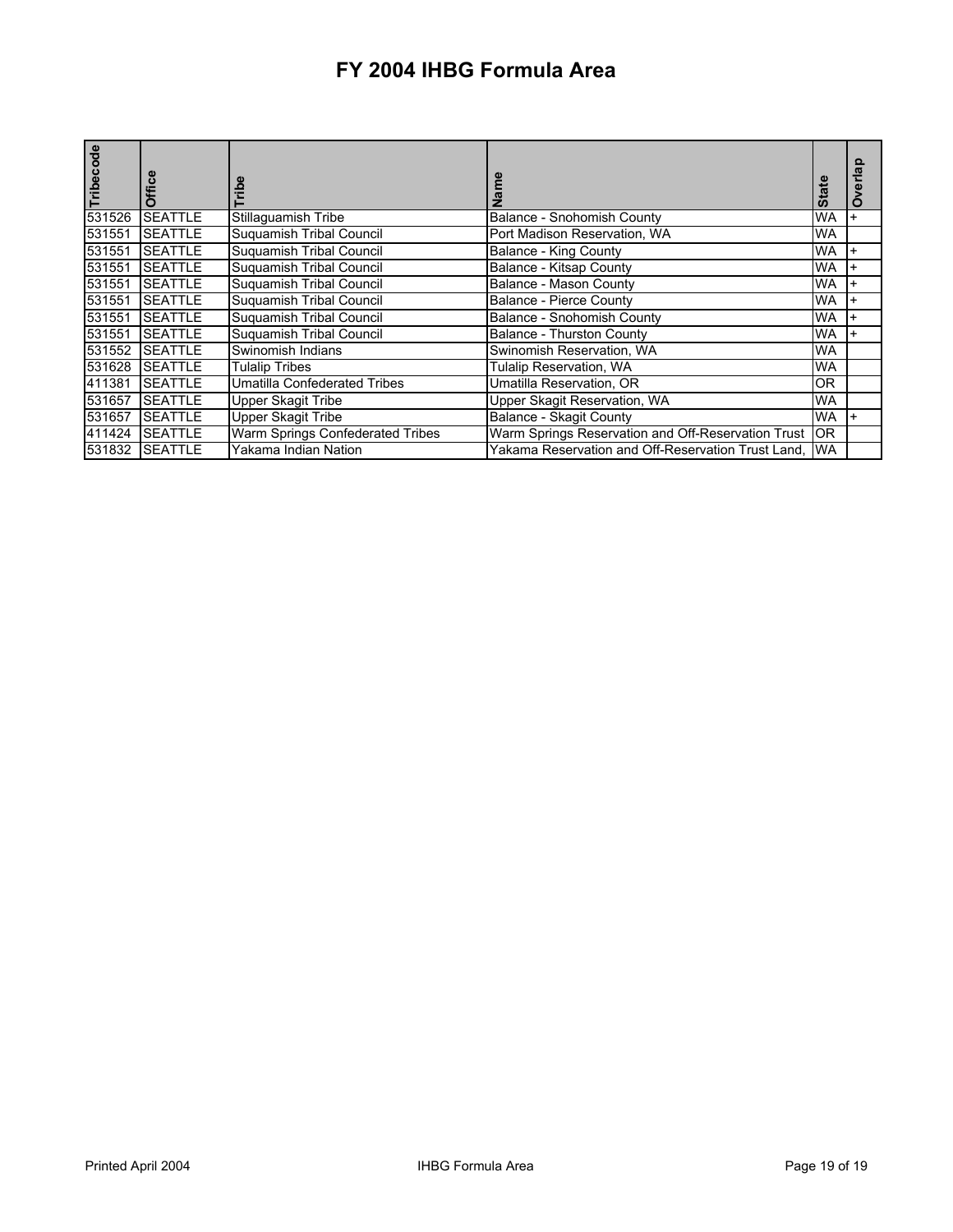# FY 2004 IHBG Formula Area

| Tribecode | Office | Tribe | Name | State | Overlap |
|---|---|---|---|---|---|
| 531526 | SEATTLE | Stillaguamish Tribe | Balance - Snohomish County | WA | + |
| 531551 | SEATTLE | Suquamish Tribal Council | Port Madison Reservation, WA | WA | |
| 531551 | SEATTLE | Suquamish Tribal Council | Balance - King County | WA | + |
| 531551 | SEATTLE | Suquamish Tribal Council | Balance - Kitsap County | WA | + |
| 531551 | SEATTLE | Suquamish Tribal Council | Balance - Mason County | WA | + |
| 531551 | SEATTLE | Suquamish Tribal Council | Balance - Pierce County | WA | + |
| 531551 | SEATTLE | Suquamish Tribal Council | Balance - Snohomish County | WA | + |
| 531551 | SEATTLE | Suquamish Tribal Council | Balance - Thurston County | WA | + |
| 531552 | SEATTLE | Swinomish Indians | Swinomish Reservation, WA | WA | |
| 531628 | SEATTLE | Tulalip Tribes | Tulalip Reservation, WA | WA | |
| 411381 | SEATTLE | Umatilla Confederated Tribes | Umatilla Reservation, OR | OR | |
| 531657 | SEATTLE | Upper Skagit Tribe | Upper Skagit Reservation, WA | WA | |
| 531657 | SEATTLE | Upper Skagit Tribe | Balance - Skagit County | WA | + |
| 411424 | SEATTLE | Warm Springs Confederated Tribes | Warm Springs Reservation and Off-Reservation Trust | OR | |
| 531832 | SEATTLE | Yakama Indian Nation | Yakama Reservation and Off-Reservation Trust Land, | WA | |